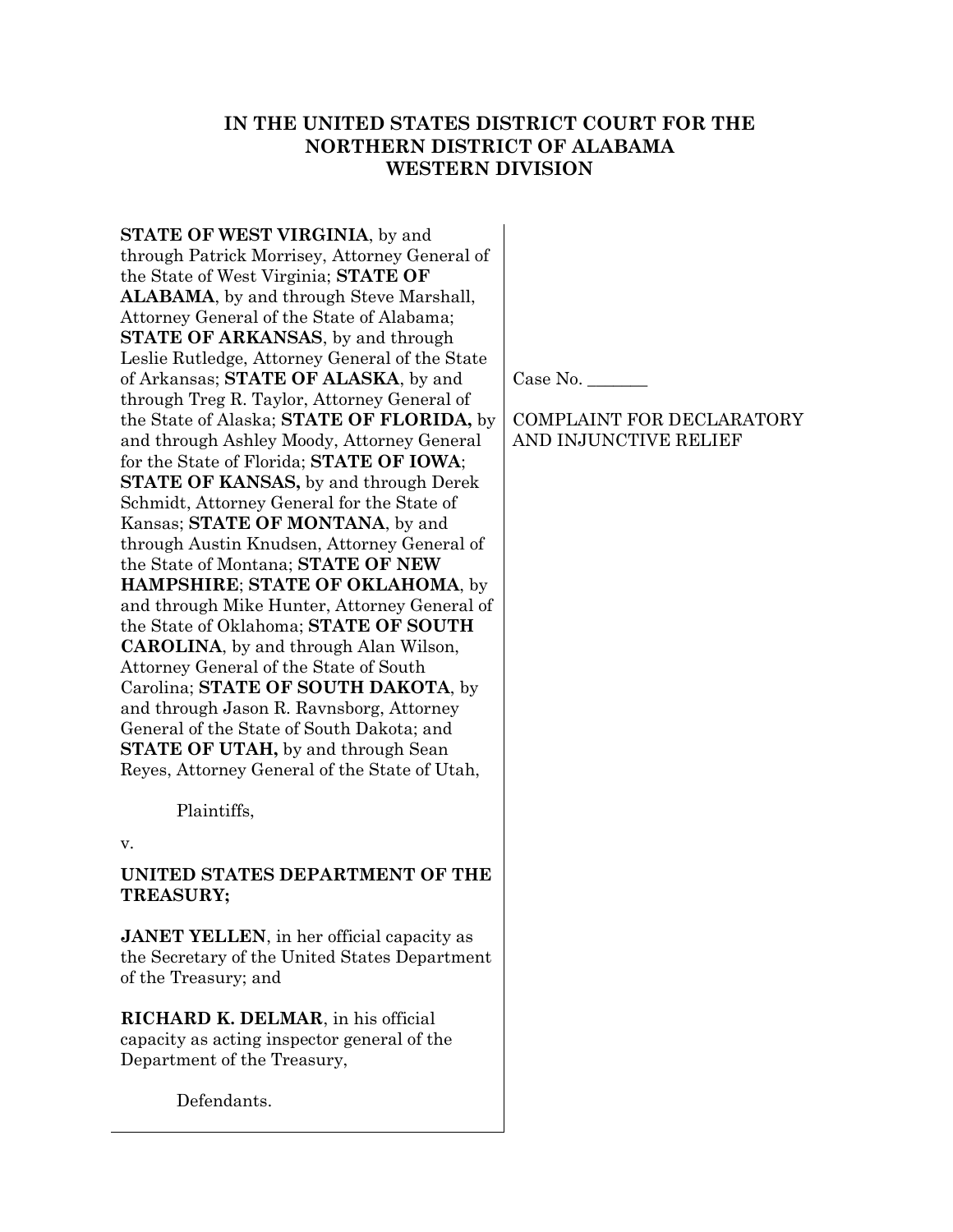# IN THE UNITED STATES DISTRICT COURT FOR THE NORTHERN DISTRICT OF ALABAMA WESTERN DIVISION

**STATE OF WEST VIRGINIA**, by and through Patrick Morrisey, Attorney General of the State of West Virginia; **STATE OF ALABAMA**, by and through Steve Marshall, Attorney General of the State of Alabama; **STATE OF ARKANSAS**, by and through Leslie Rutledge, Attorney General of the State of Arkansas; **STATE OF ALASKA**, by and through Treg R. Taylor, Attorney General of the State of Alaska; **STATE OF FLORIDA,** by and through Ashley Moody, Attorney General for the State of Florida; **STATE OF IOWA**; **STATE OF KANSAS,** by and through Derek Schmidt, Attorney General for the State of Kansas; **STATE OF MONTANA**, by and through Austin Knudsen, Attorney General of the State of Montana; **STATE OF NEW HAMPSHIRE**; **STATE OF OKLAHOMA**, by and through Mike Hunter, Attorney General of the State of Oklahoma; **STATE OF SOUTH CAROLINA**, by and through Alan Wilson, Attorney General of the State of South Carolina; **STATE OF SOUTH DAKOTA**, by and through Jason R. Ravnsborg, Attorney General of the State of South Dakota; and **STATE OF UTAH,** by and through Sean Reyes, Attorney General of the State of Utah,

Plaintiffs,

v.

**UNITED STATES DEPARTMENT OF THE TREASURY;**

**JANET YELLEN**, in her official capacity as the Secretary of the United States Department of the Treasury; and

**RICHARD K. DELMAR**, in his official capacity as acting inspector general of the Department of the Treasury,

Defendants.

Case No. _______

COMPLAINT FOR DECLARATORY AND INJUNCTIVE RELIEF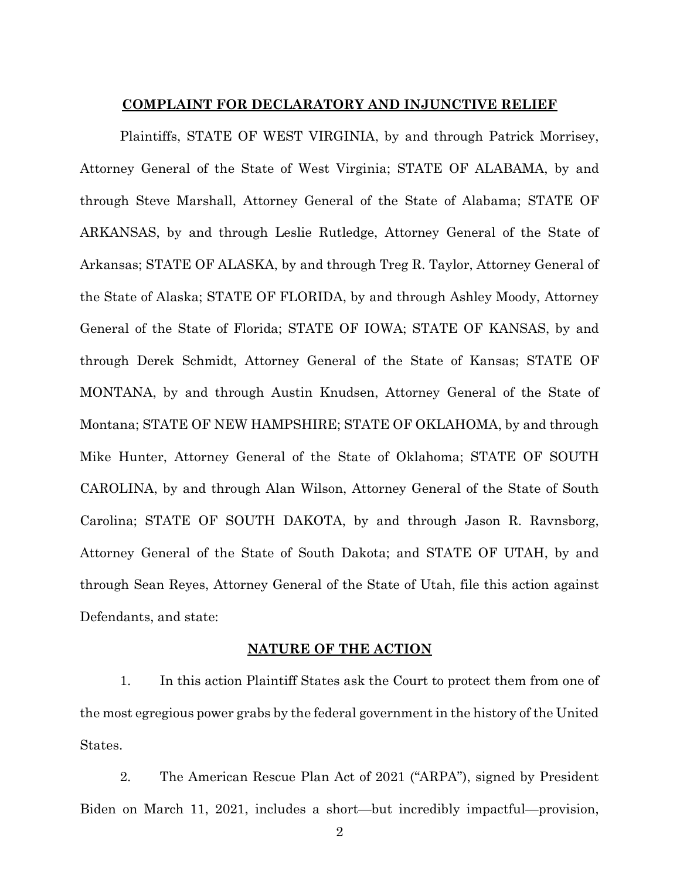## COMPLAINT FOR DECLARATORY AND INJUNCTIVE RELIEF

Plaintiffs, STATE OF WEST VIRGINIA, by and through Patrick Morrisey, Attorney General of the State of West Virginia; STATE OF ALABAMA, by and through Steve Marshall, Attorney General of the State of Alabama; STATE OF ARKANSAS, by and through Leslie Rutledge, Attorney General of the State of Arkansas; STATE OF ALASKA, by and through Treg R. Taylor, Attorney General of the State of Alaska; STATE OF FLORIDA, by and through Ashley Moody, Attorney General of the State of Florida; STATE OF IOWA; STATE OF KANSAS, by and through Derek Schmidt, Attorney General of the State of Kansas; STATE OF MONTANA, by and through Austin Knudsen, Attorney General of the State of Montana; STATE OF NEW HAMPSHIRE; STATE OF OKLAHOMA, by and through Mike Hunter, Attorney General of the State of Oklahoma; STATE OF SOUTH CAROLINA, by and through Alan Wilson, Attorney General of the State of South Carolina; STATE OF SOUTH DAKOTA, by and through Jason R. Ravnsborg, Attorney General of the State of South Dakota; and STATE OF UTAH, by and through Sean Reyes, Attorney General of the State of Utah, file this action against Defendants, and state:

## NATURE OF THE ACTION

1. In this action Plaintiff States ask the Court to protect them from one of the most egregious power grabs by the federal government in the history of the United States.

2. The American Rescue Plan Act of 2021 ("ARPA"), signed by President Biden on March 11, 2021, includes a short—but incredibly impactful—provision,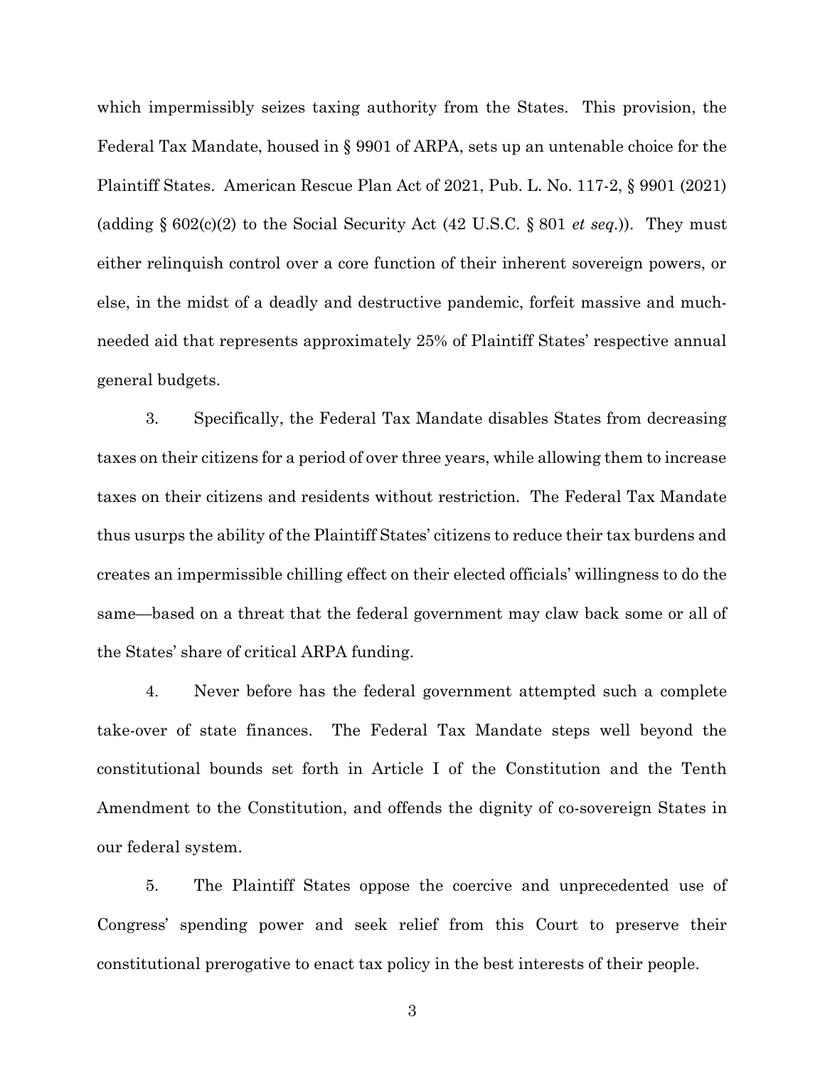which impermissibly seizes taxing authority from the States. This provision, the Federal Tax Mandate, housed in § 9901 of ARPA, sets up an untenable choice for the Plaintiff States. American Rescue Plan Act of 2021, Pub. L. No. 117-2, § 9901 (2021) (adding § 602(c)(2) to the Social Security Act (42 U.S.C. § 801 *et seq.*)). They must either relinquish control over a core function of their inherent sovereign powers, or else, in the midst of a deadly and destructive pandemic, forfeit massive and much-needed aid that represents approximately 25% of Plaintiff States' respective annual general budgets.

3. Specifically, the Federal Tax Mandate disables States from decreasing taxes on their citizens for a period of over three years, while allowing them to increase taxes on their citizens and residents without restriction. The Federal Tax Mandate thus usurps the ability of the Plaintiff States' citizens to reduce their tax burdens and creates an impermissible chilling effect on their elected officials' willingness to do the same—based on a threat that the federal government may claw back some or all of the States' share of critical ARPA funding.

4. Never before has the federal government attempted such a complete take-over of state finances. The Federal Tax Mandate steps well beyond the constitutional bounds set forth in Article I of the Constitution and the Tenth Amendment to the Constitution, and offends the dignity of co-sovereign States in our federal system.

5. The Plaintiff States oppose the coercive and unprecedented use of Congress' spending power and seek relief from this Court to preserve their constitutional prerogative to enact tax policy in the best interests of their people.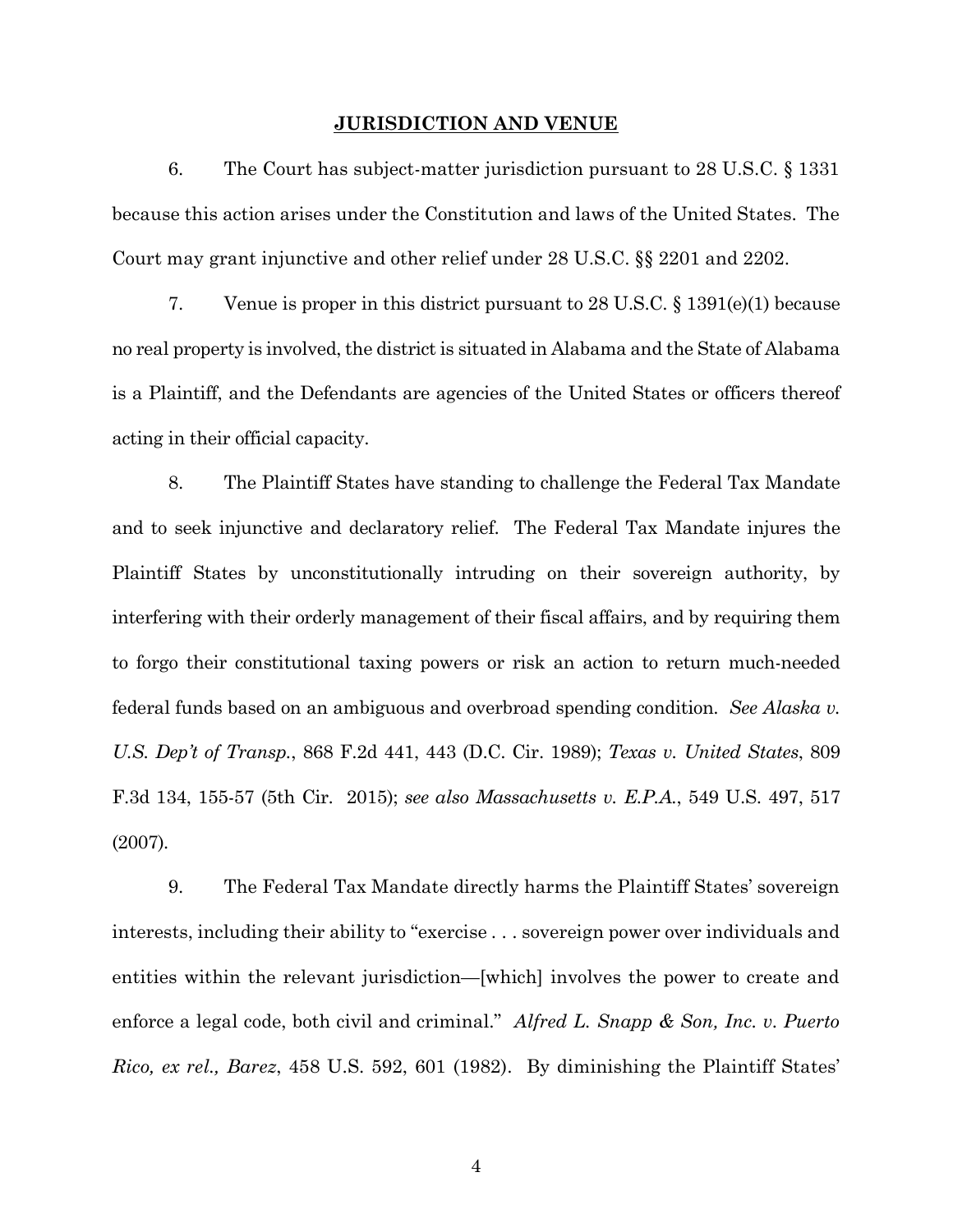## JURISDICTION AND VENUE

6. The Court has subject-matter jurisdiction pursuant to 28 U.S.C. § 1331 because this action arises under the Constitution and laws of the United States. The Court may grant injunctive and other relief under 28 U.S.C. §§ 2201 and 2202.

7. Venue is proper in this district pursuant to 28 U.S.C. § 1391(e)(1) because no real property is involved, the district is situated in Alabama and the State of Alabama is a Plaintiff, and the Defendants are agencies of the United States or officers thereof acting in their official capacity.

8. The Plaintiff States have standing to challenge the Federal Tax Mandate and to seek injunctive and declaratory relief. The Federal Tax Mandate injures the Plaintiff States by unconstitutionally intruding on their sovereign authority, by interfering with their orderly management of their fiscal affairs, and by requiring them to forgo their constitutional taxing powers or risk an action to return much-needed federal funds based on an ambiguous and overbroad spending condition. *See Alaska v. U.S. Dep't of Transp.*, 868 F.2d 441, 443 (D.C. Cir. 1989); *Texas v. United States*, 809 F.3d 134, 155-57 (5th Cir. 2015); *see also Massachusetts v. E.P.A.*, 549 U.S. 497, 517 (2007).

9. The Federal Tax Mandate directly harms the Plaintiff States' sovereign interests, including their ability to "exercise . . . sovereign power over individuals and entities within the relevant jurisdiction—[which] involves the power to create and enforce a legal code, both civil and criminal." *Alfred L. Snapp & Son, Inc. v. Puerto Rico, ex rel., Barez*, 458 U.S. 592, 601 (1982). By diminishing the Plaintiff States'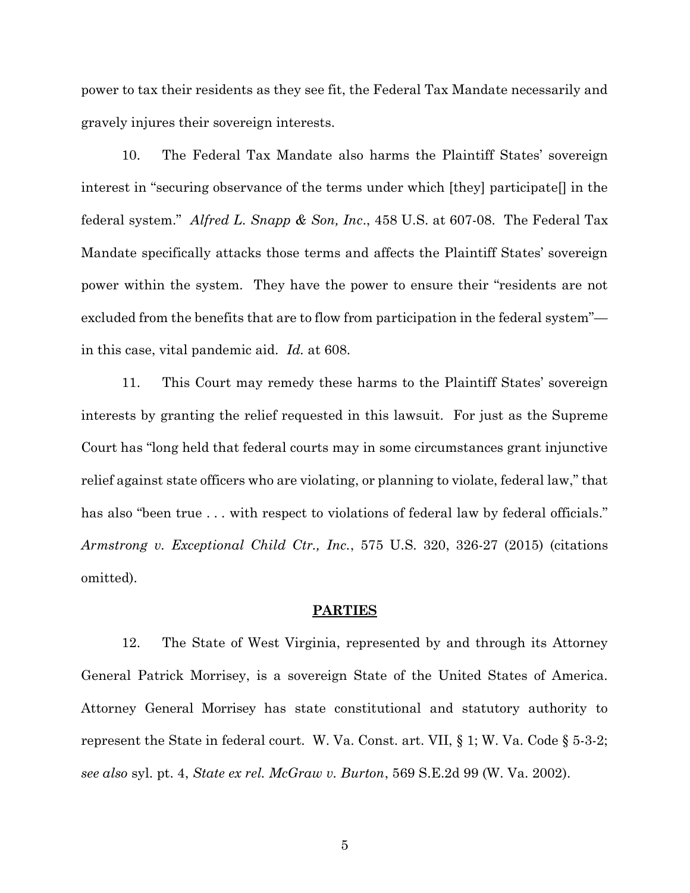power to tax their residents as they see fit, the Federal Tax Mandate necessarily and gravely injures their sovereign interests.

10. The Federal Tax Mandate also harms the Plaintiff States' sovereign interest in "securing observance of the terms under which [they] participate[] in the federal system." *Alfred L. Snapp & Son, Inc*., 458 U.S. at 607-08. The Federal Tax Mandate specifically attacks those terms and affects the Plaintiff States' sovereign power within the system. They have the power to ensure their "residents are not excluded from the benefits that are to flow from participation in the federal system"—in this case, vital pandemic aid. *Id.* at 608.

11. This Court may remedy these harms to the Plaintiff States' sovereign interests by granting the relief requested in this lawsuit. For just as the Supreme Court has "long held that federal courts may in some circumstances grant injunctive relief against state officers who are violating, or planning to violate, federal law," that has also "been true . . . with respect to violations of federal law by federal officials." *Armstrong v. Exceptional Child Ctr., Inc.*, 575 U.S. 320, 326-27 (2015) (citations omitted).

## PARTIES

12. The State of West Virginia, represented by and through its Attorney General Patrick Morrisey, is a sovereign State of the United States of America. Attorney General Morrisey has state constitutional and statutory authority to represent the State in federal court. W. Va. Const. art. VII, § 1; W. Va. Code § 5-3-2; *see also* syl. pt. 4, *State ex rel. McGraw v. Burton*, 569 S.E.2d 99 (W. Va. 2002).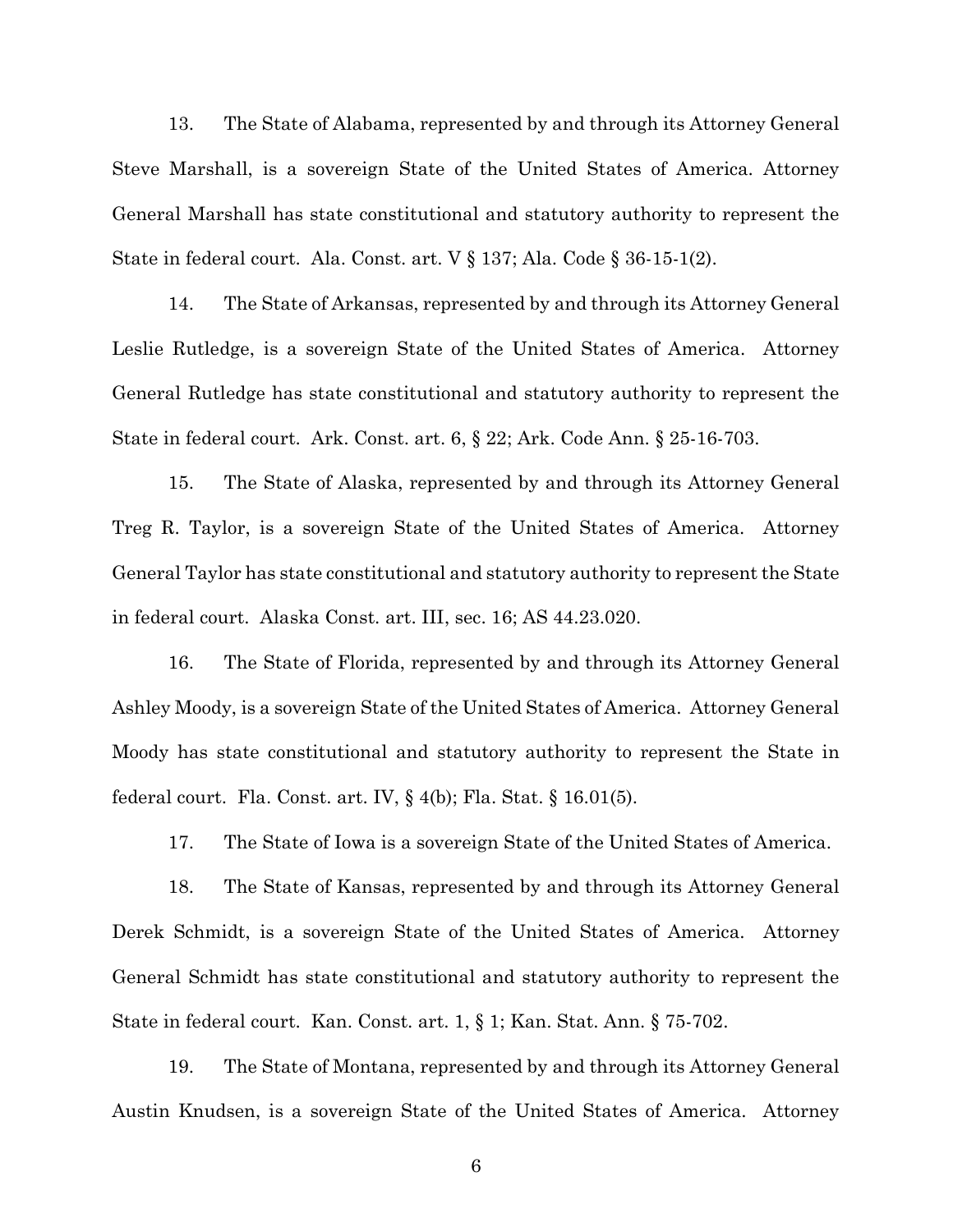13. The State of Alabama, represented by and through its Attorney General Steve Marshall, is a sovereign State of the United States of America. Attorney General Marshall has state constitutional and statutory authority to represent the State in federal court. Ala. Const. art. V § 137; Ala. Code § 36-15-1(2).

14. The State of Arkansas, represented by and through its Attorney General Leslie Rutledge, is a sovereign State of the United States of America. Attorney General Rutledge has state constitutional and statutory authority to represent the State in federal court. Ark. Const. art. 6, § 22; Ark. Code Ann. § 25-16-703.

15. The State of Alaska, represented by and through its Attorney General Treg R. Taylor, is a sovereign State of the United States of America. Attorney General Taylor has state constitutional and statutory authority to represent the State in federal court. Alaska Const. art. III, sec. 16; AS 44.23.020.

16. The State of Florida, represented by and through its Attorney General Ashley Moody, is a sovereign State of the United States of America. Attorney General Moody has state constitutional and statutory authority to represent the State in federal court. Fla. Const. art. IV, § 4(b); Fla. Stat. § 16.01(5).

17. The State of Iowa is a sovereign State of the United States of America.

18. The State of Kansas, represented by and through its Attorney General Derek Schmidt, is a sovereign State of the United States of America. Attorney General Schmidt has state constitutional and statutory authority to represent the State in federal court. Kan. Const. art. 1, § 1; Kan. Stat. Ann. § 75-702.

19. The State of Montana, represented by and through its Attorney General Austin Knudsen, is a sovereign State of the United States of America. Attorney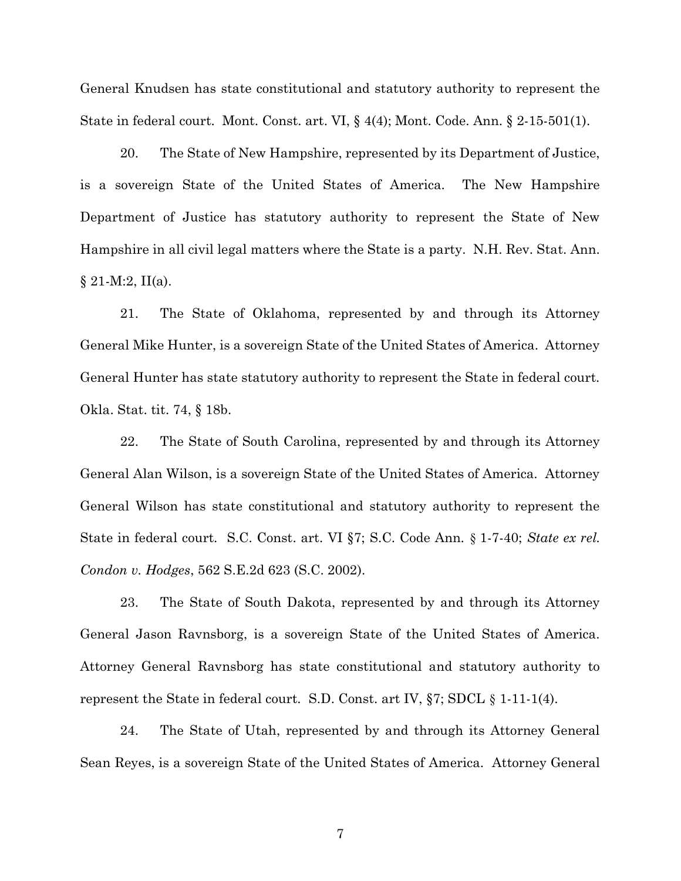General Knudsen has state constitutional and statutory authority to represent the State in federal court. Mont. Const. art. VI, § 4(4); Mont. Code. Ann. § 2-15-501(1).

20. The State of New Hampshire, represented by its Department of Justice, is a sovereign State of the United States of America. The New Hampshire Department of Justice has statutory authority to represent the State of New Hampshire in all civil legal matters where the State is a party. N.H. Rev. Stat. Ann. § 21-M:2, II(a).

21. The State of Oklahoma, represented by and through its Attorney General Mike Hunter, is a sovereign State of the United States of America. Attorney General Hunter has state statutory authority to represent the State in federal court. Okla. Stat. tit. 74, § 18b.

22. The State of South Carolina, represented by and through its Attorney General Alan Wilson, is a sovereign State of the United States of America. Attorney General Wilson has state constitutional and statutory authority to represent the State in federal court. S.C. Const. art. VI §7; S.C. Code Ann. § 1-7-40; *State ex rel. Condon v. Hodges*, 562 S.E.2d 623 (S.C. 2002).

23. The State of South Dakota, represented by and through its Attorney General Jason Ravnsborg, is a sovereign State of the United States of America. Attorney General Ravnsborg has state constitutional and statutory authority to represent the State in federal court. S.D. Const. art IV, §7; SDCL § 1-11-1(4).

24. The State of Utah, represented by and through its Attorney General Sean Reyes, is a sovereign State of the United States of America. Attorney General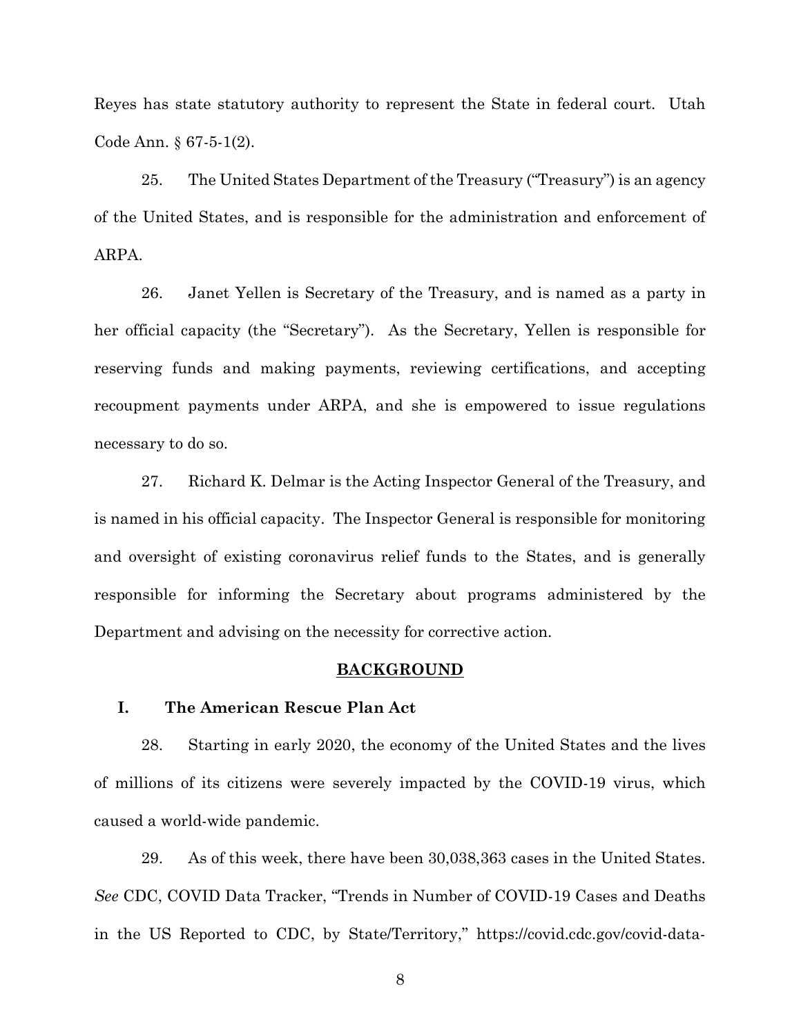Reyes has state statutory authority to represent the State in federal court. Utah Code Ann. § 67-5-1(2).

25. The United States Department of the Treasury ("Treasury") is an agency of the United States, and is responsible for the administration and enforcement of ARPA.

26. Janet Yellen is Secretary of the Treasury, and is named as a party in her official capacity (the "Secretary"). As the Secretary, Yellen is responsible for reserving funds and making payments, reviewing certifications, and accepting recoupment payments under ARPA, and she is empowered to issue regulations necessary to do so.

27. Richard K. Delmar is the Acting Inspector General of the Treasury, and is named in his official capacity. The Inspector General is responsible for monitoring and oversight of existing coronavirus relief funds to the States, and is generally responsible for informing the Secretary about programs administered by the Department and advising on the necessity for corrective action.

## BACKGROUND

### I. The American Rescue Plan Act

28. Starting in early 2020, the economy of the United States and the lives of millions of its citizens were severely impacted by the COVID-19 virus, which caused a world-wide pandemic.

29. As of this week, there have been 30,038,363 cases in the United States. *See* CDC, COVID Data Tracker, "Trends in Number of COVID-19 Cases and Deaths in the US Reported to CDC, by State/Territory," https://covid.cdc.gov/covid-data-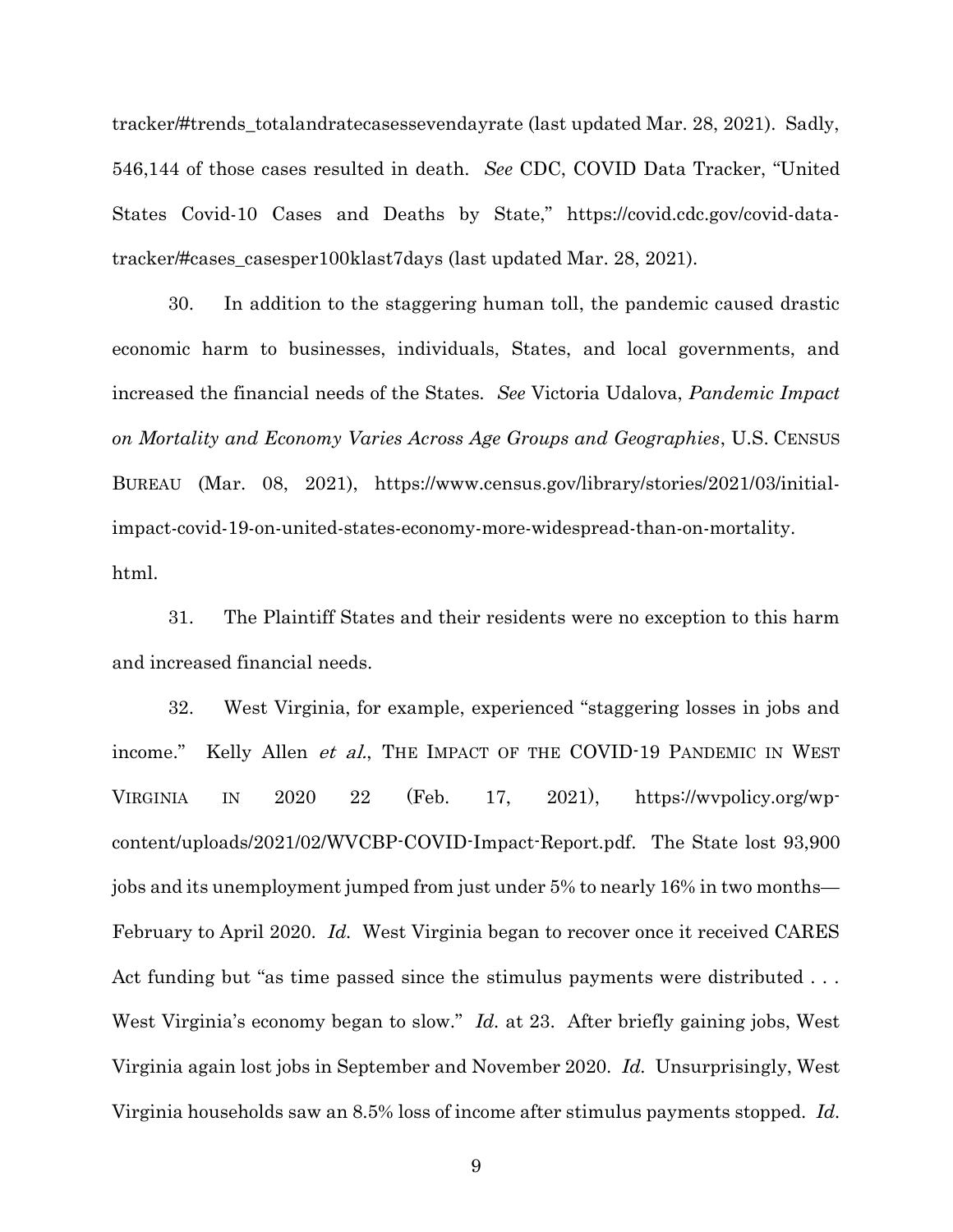tracker/#trends_totalandratecasessevendayrate (last updated Mar. 28, 2021). Sadly, 546,144 of those cases resulted in death. *See* CDC, COVID Data Tracker, "United States Covid-10 Cases and Deaths by State," https://covid.cdc.gov/covid-data-tracker/#cases_casesper100klast7days (last updated Mar. 28, 2021).

30. In addition to the staggering human toll, the pandemic caused drastic economic harm to businesses, individuals, States, and local governments, and increased the financial needs of the States. *See* Victoria Udalova, *Pandemic Impact on Mortality and Economy Varies Across Age Groups and Geographies*, U.S. CENSUS BUREAU (Mar. 08, 2021), https://www.census.gov/library/stories/2021/03/initial-impact-covid-19-on-united-states-economy-more-widespread-than-on-mortality.html.

31. The Plaintiff States and their residents were no exception to this harm and increased financial needs.

32. West Virginia, for example, experienced "staggering losses in jobs and income." Kelly Allen *et al.*, THE IMPACT OF THE COVID-19 PANDEMIC IN WEST VIRGINIA IN 2020 22 (Feb. 17, 2021), https://wvpolicy.org/wp-content/uploads/2021/02/WVCBP-COVID-Impact-Report.pdf. The State lost 93,900 jobs and its unemployment jumped from just under 5% to nearly 16% in two months—February to April 2020. *Id.* West Virginia began to recover once it received CARES Act funding but "as time passed since the stimulus payments were distributed . . . West Virginia's economy began to slow." *Id.* at 23. After briefly gaining jobs, West Virginia again lost jobs in September and November 2020. *Id.* Unsurprisingly, West Virginia households saw an 8.5% loss of income after stimulus payments stopped. *Id.*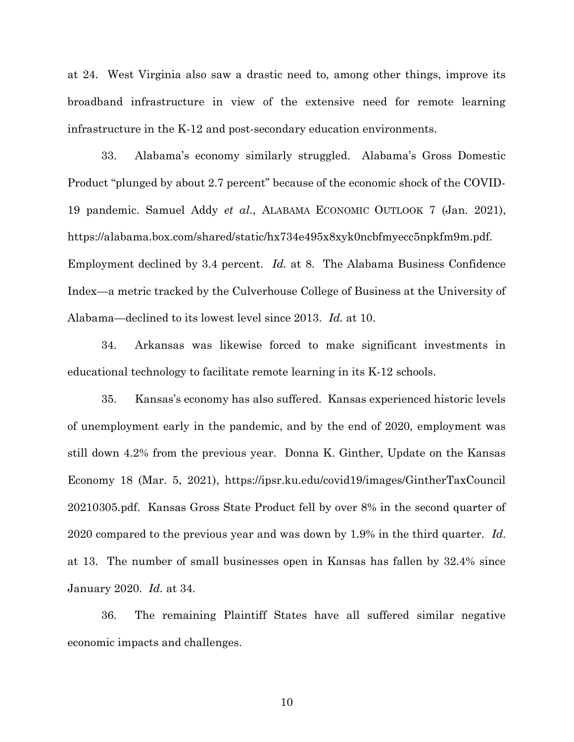at 24. West Virginia also saw a drastic need to, among other things, improve its broadband infrastructure in view of the extensive need for remote learning infrastructure in the K-12 and post-secondary education environments.

33. Alabama's economy similarly struggled. Alabama's Gross Domestic Product "plunged by about 2.7 percent" because of the economic shock of the COVID-19 pandemic. Samuel Addy *et al*., ALABAMA ECONOMIC OUTLOOK 7 (Jan. 2021), https://alabama.box.com/shared/static/hx734e495x8xyk0ncbfmyecc5npkfm9m.pdf. Employment declined by 3.4 percent. *Id.* at 8. The Alabama Business Confidence Index—a metric tracked by the Culverhouse College of Business at the University of Alabama—declined to its lowest level since 2013. *Id.* at 10.

34. Arkansas was likewise forced to make significant investments in educational technology to facilitate remote learning in its K-12 schools.

35. Kansas's economy has also suffered. Kansas experienced historic levels of unemployment early in the pandemic, and by the end of 2020, employment was still down 4.2% from the previous year. Donna K. Ginther, Update on the Kansas Economy 18 (Mar. 5, 2021), https://ipsr.ku.edu/covid19/images/GintherTaxCouncil20210305.pdf. Kansas Gross State Product fell by over 8% in the second quarter of 2020 compared to the previous year and was down by 1.9% in the third quarter. *Id.* at 13. The number of small businesses open in Kansas has fallen by 32.4% since January 2020. *Id.* at 34.

36. The remaining Plaintiff States have all suffered similar negative economic impacts and challenges.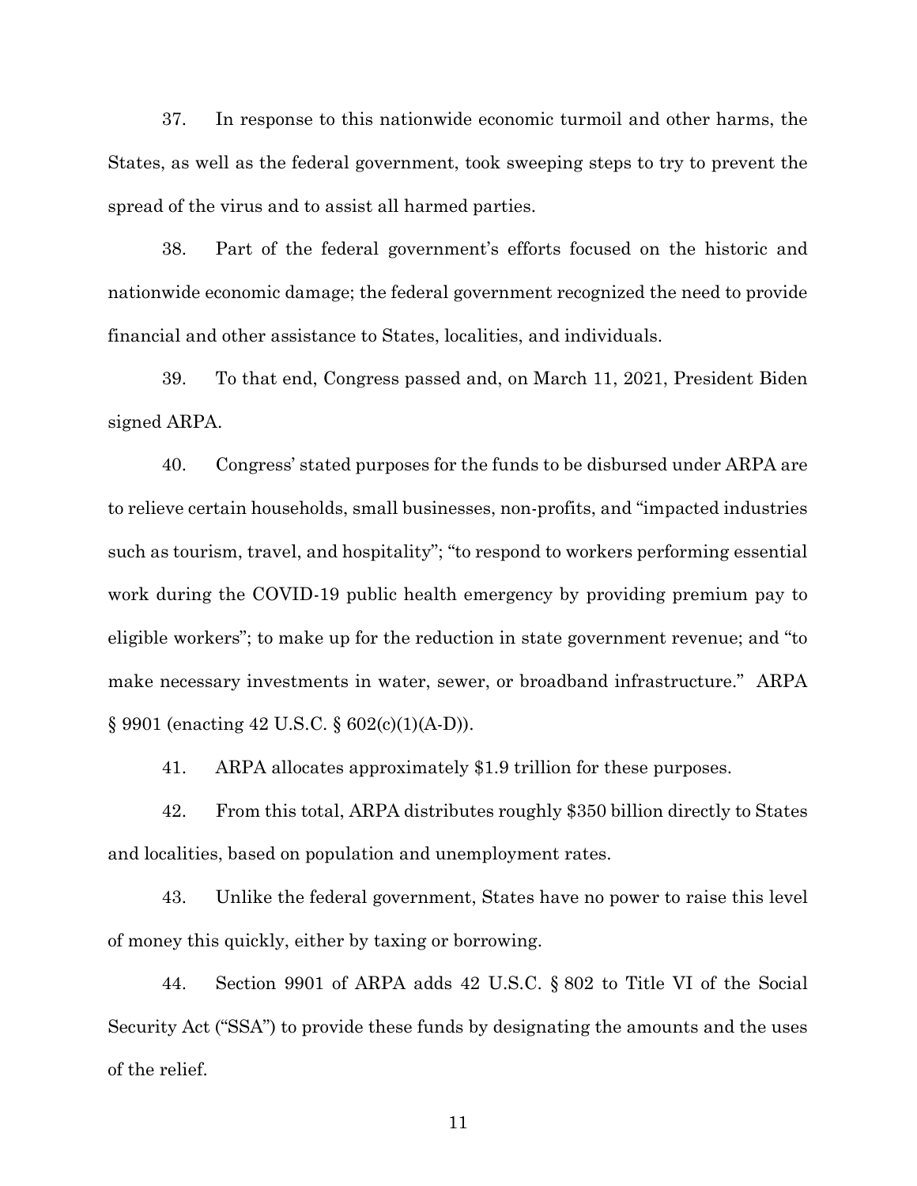37. In response to this nationwide economic turmoil and other harms, the States, as well as the federal government, took sweeping steps to try to prevent the spread of the virus and to assist all harmed parties.

38. Part of the federal government's efforts focused on the historic and nationwide economic damage; the federal government recognized the need to provide financial and other assistance to States, localities, and individuals.

39. To that end, Congress passed and, on March 11, 2021, President Biden signed ARPA.

40. Congress' stated purposes for the funds to be disbursed under ARPA are to relieve certain households, small businesses, non-profits, and "impacted industries such as tourism, travel, and hospitality"; "to respond to workers performing essential work during the COVID-19 public health emergency by providing premium pay to eligible workers"; to make up for the reduction in state government revenue; and "to make necessary investments in water, sewer, or broadband infrastructure." ARPA § 9901 (enacting 42 U.S.C. § 602(c)(1)(A-D)).

41. ARPA allocates approximately $1.9 trillion for these purposes.

42. From this total, ARPA distributes roughly $350 billion directly to States and localities, based on population and unemployment rates.

43. Unlike the federal government, States have no power to raise this level of money this quickly, either by taxing or borrowing.

44. Section 9901 of ARPA adds 42 U.S.C. § 802 to Title VI of the Social Security Act ("SSA") to provide these funds by designating the amounts and the uses of the relief.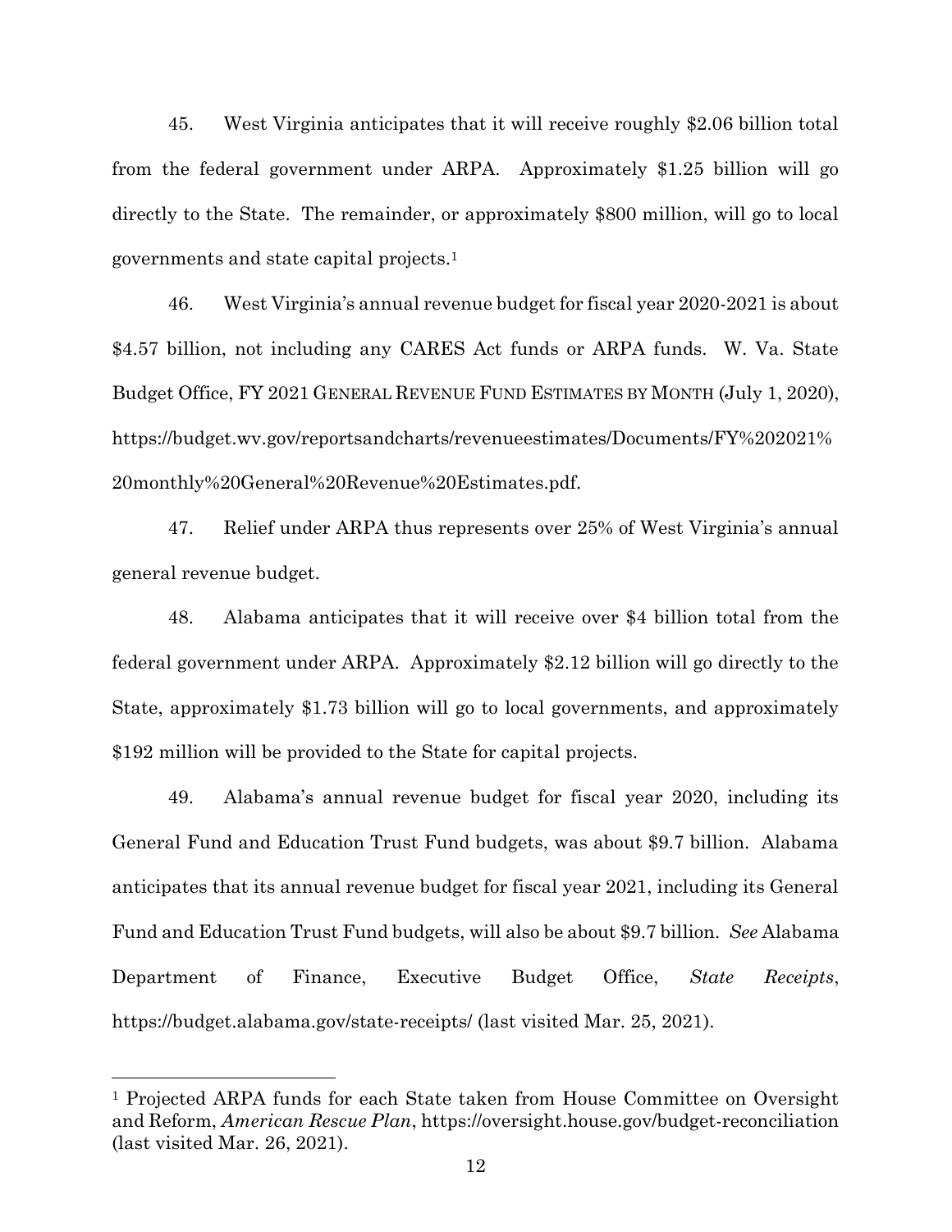45. West Virginia anticipates that it will receive roughly $2.06 billion total from the federal government under ARPA. Approximately $1.25 billion will go directly to the State. The remainder, or approximately $800 million, will go to local governments and state capital projects.[1]

46. West Virginia's annual revenue budget for fiscal year 2020-2021 is about $4.57 billion, not including any CARES Act funds or ARPA funds. W. Va. State Budget Office, FY 2021 GENERAL REVENUE FUND ESTIMATES BY MONTH (July 1, 2020), https://budget.wv.gov/reportsandcharts/revenueestimates/Documents/FY%202021%20monthly%20General%20Revenue%20Estimates.pdf.

47. Relief under ARPA thus represents over 25% of West Virginia's annual general revenue budget.

48. Alabama anticipates that it will receive over $4 billion total from the federal government under ARPA. Approximately $2.12 billion will go directly to the State, approximately $1.73 billion will go to local governments, and approximately $192 million will be provided to the State for capital projects.

49. Alabama's annual revenue budget for fiscal year 2020, including its General Fund and Education Trust Fund budgets, was about $9.7 billion. Alabama anticipates that its annual revenue budget for fiscal year 2021, including its General Fund and Education Trust Fund budgets, will also be about $9.7 billion. *See* Alabama Department of Finance, Executive Budget Office, *State Receipts*, https://budget.alabama.gov/state-receipts/ (last visited Mar. 25, 2021).

---

[1] Projected ARPA funds for each State taken from House Committee on Oversight and Reform, *American Rescue Plan*, https://oversight.house.gov/budget-reconciliation (last visited Mar. 26, 2021).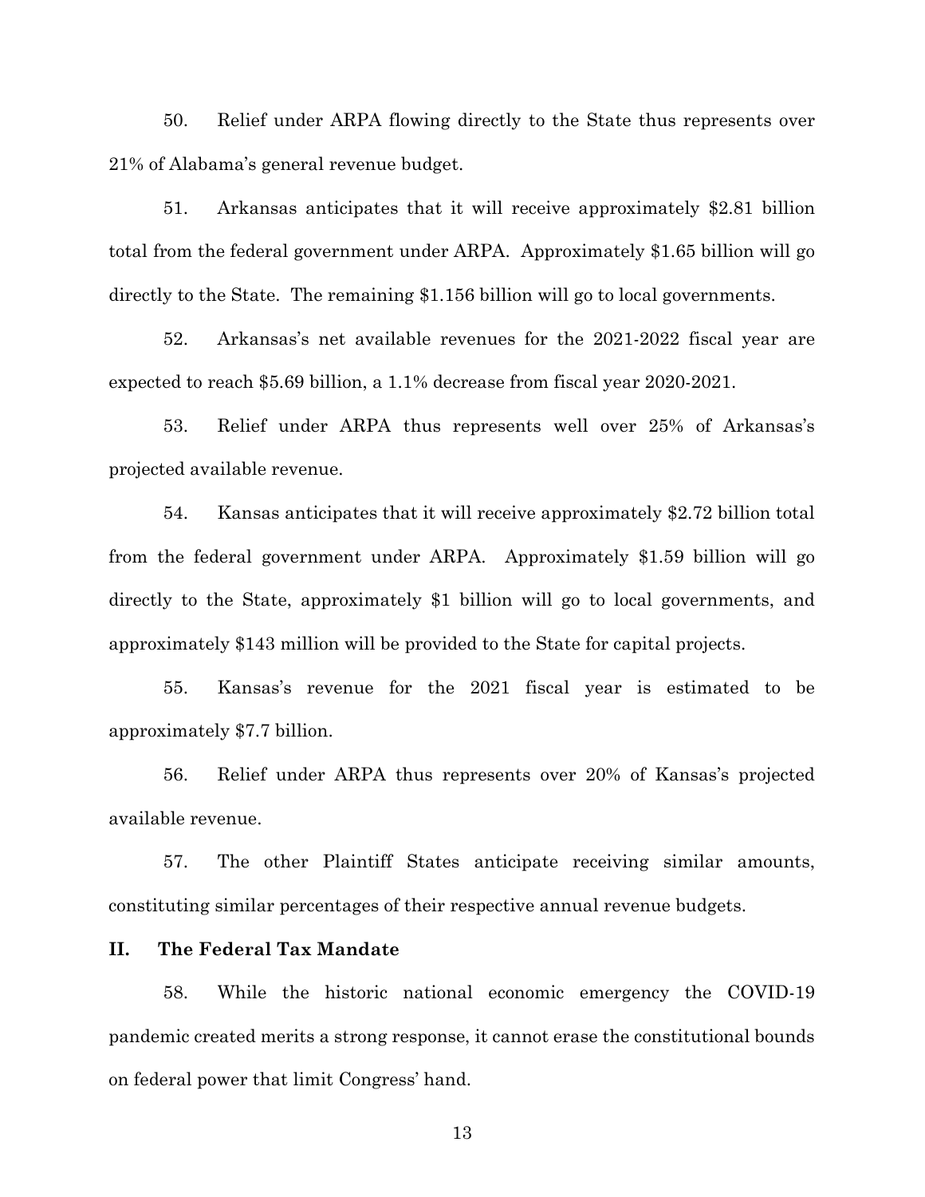50. Relief under ARPA flowing directly to the State thus represents over 21% of Alabama's general revenue budget.

51. Arkansas anticipates that it will receive approximately $2.81 billion total from the federal government under ARPA. Approximately $1.65 billion will go directly to the State. The remaining $1.156 billion will go to local governments.

52. Arkansas's net available revenues for the 2021-2022 fiscal year are expected to reach $5.69 billion, a 1.1% decrease from fiscal year 2020-2021.

53. Relief under ARPA thus represents well over 25% of Arkansas's projected available revenue.

54. Kansas anticipates that it will receive approximately $2.72 billion total from the federal government under ARPA. Approximately $1.59 billion will go directly to the State, approximately $1 billion will go to local governments, and approximately $143 million will be provided to the State for capital projects.

55. Kansas's revenue for the 2021 fiscal year is estimated to be approximately $7.7 billion.

56. Relief under ARPA thus represents over 20% of Kansas's projected available revenue.

57. The other Plaintiff States anticipate receiving similar amounts, constituting similar percentages of their respective annual revenue budgets.

## II. The Federal Tax Mandate

58. While the historic national economic emergency the COVID-19 pandemic created merits a strong response, it cannot erase the constitutional bounds on federal power that limit Congress' hand.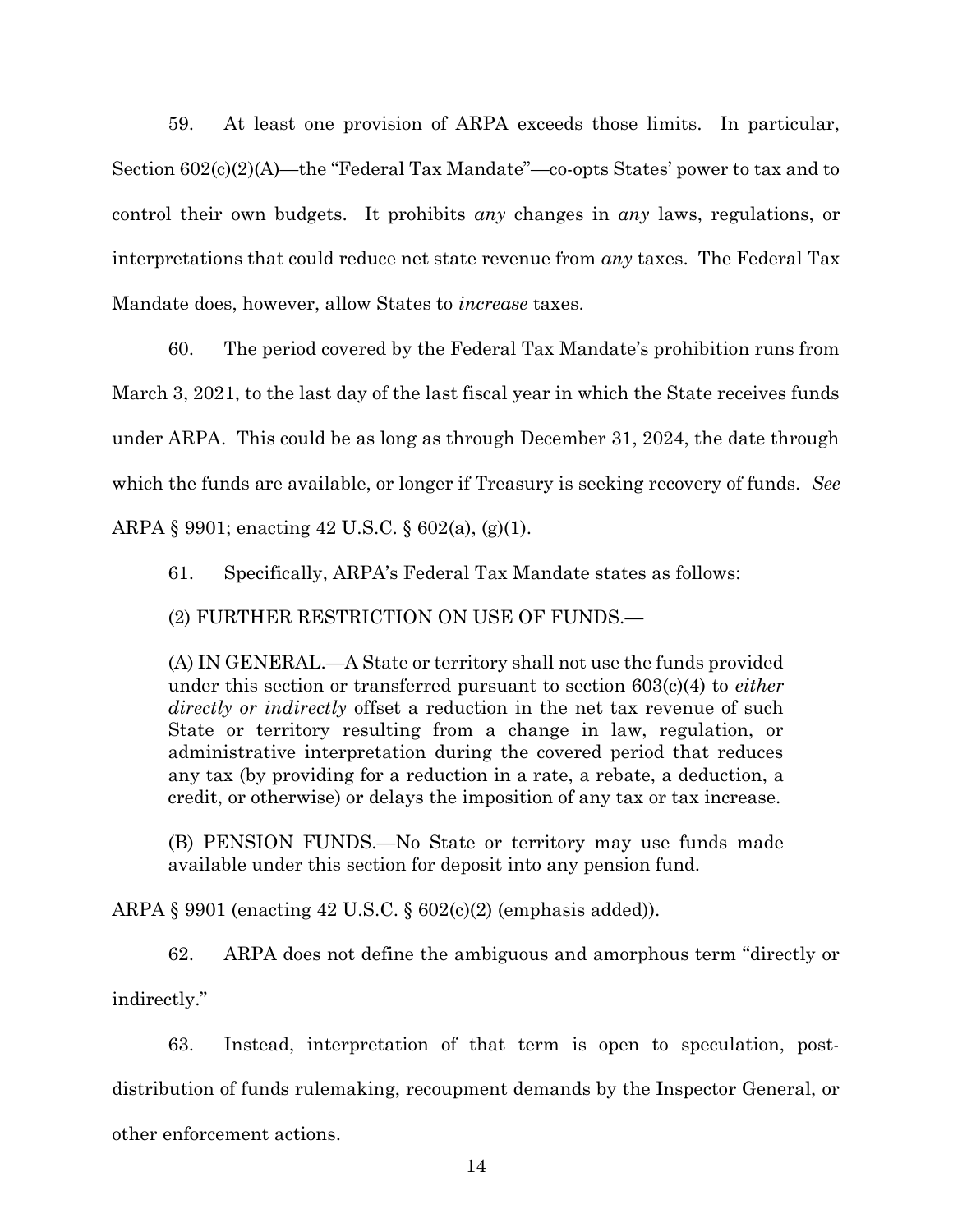59. At least one provision of ARPA exceeds those limits. In particular, Section 602(c)(2)(A)—the "Federal Tax Mandate"—co-opts States' power to tax and to control their own budgets. It prohibits *any* changes in *any* laws, regulations, or interpretations that could reduce net state revenue from *any* taxes. The Federal Tax Mandate does, however, allow States to *increase* taxes.

60. The period covered by the Federal Tax Mandate's prohibition runs from March 3, 2021, to the last day of the last fiscal year in which the State receives funds under ARPA. This could be as long as through December 31, 2024, the date through which the funds are available, or longer if Treasury is seeking recovery of funds. *See* ARPA § 9901; enacting 42 U.S.C. § 602(a), (g)(1).

61. Specifically, ARPA's Federal Tax Mandate states as follows:

(2) FURTHER RESTRICTION ON USE OF FUNDS.—

> (A) IN GENERAL.—A State or territory shall not use the funds provided under this section or transferred pursuant to section 603(c)(4) to *either directly or indirectly* offset a reduction in the net tax revenue of such State or territory resulting from a change in law, regulation, or administrative interpretation during the covered period that reduces any tax (by providing for a reduction in a rate, a rebate, a deduction, a credit, or otherwise) or delays the imposition of any tax or tax increase.
>
> (B) PENSION FUNDS.—No State or territory may use funds made available under this section for deposit into any pension fund.

ARPA § 9901 (enacting 42 U.S.C. § 602(c)(2) (emphasis added)).

62. ARPA does not define the ambiguous and amorphous term "directly or indirectly."

63. Instead, interpretation of that term is open to speculation, post-distribution of funds rulemaking, recoupment demands by the Inspector General, or other enforcement actions.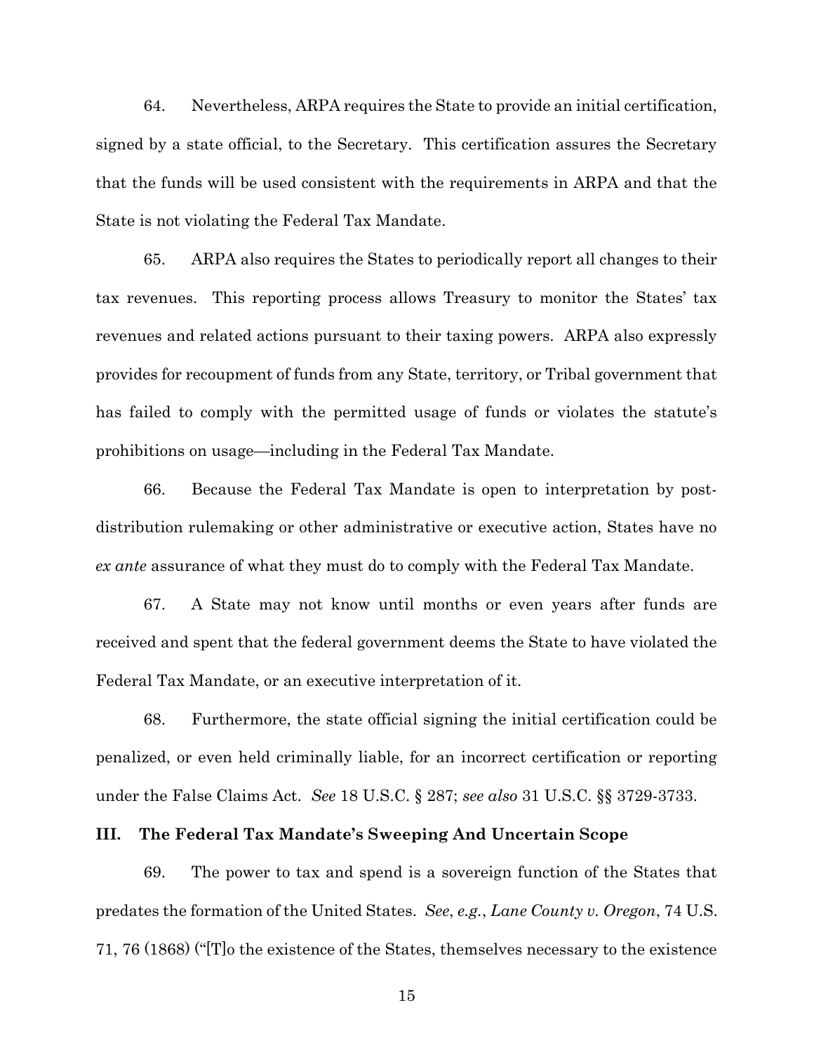64. Nevertheless, ARPA requires the State to provide an initial certification, signed by a state official, to the Secretary. This certification assures the Secretary that the funds will be used consistent with the requirements in ARPA and that the State is not violating the Federal Tax Mandate.

65. ARPA also requires the States to periodically report all changes to their tax revenues. This reporting process allows Treasury to monitor the States' tax revenues and related actions pursuant to their taxing powers. ARPA also expressly provides for recoupment of funds from any State, territory, or Tribal government that has failed to comply with the permitted usage of funds or violates the statute's prohibitions on usage—including in the Federal Tax Mandate.

66. Because the Federal Tax Mandate is open to interpretation by post-distribution rulemaking or other administrative or executive action, States have no *ex ante* assurance of what they must do to comply with the Federal Tax Mandate.

67. A State may not know until months or even years after funds are received and spent that the federal government deems the State to have violated the Federal Tax Mandate, or an executive interpretation of it.

68. Furthermore, the state official signing the initial certification could be penalized, or even held criminally liable, for an incorrect certification or reporting under the False Claims Act. *See* 18 U.S.C. § 287; *see also* 31 U.S.C. §§ 3729-3733.

## III. The Federal Tax Mandate's Sweeping And Uncertain Scope

69. The power to tax and spend is a sovereign function of the States that predates the formation of the United States. *See*, *e.g.*, *Lane County v. Oregon*, 74 U.S. 71, 76 (1868) ("[T]o the existence of the States, themselves necessary to the existence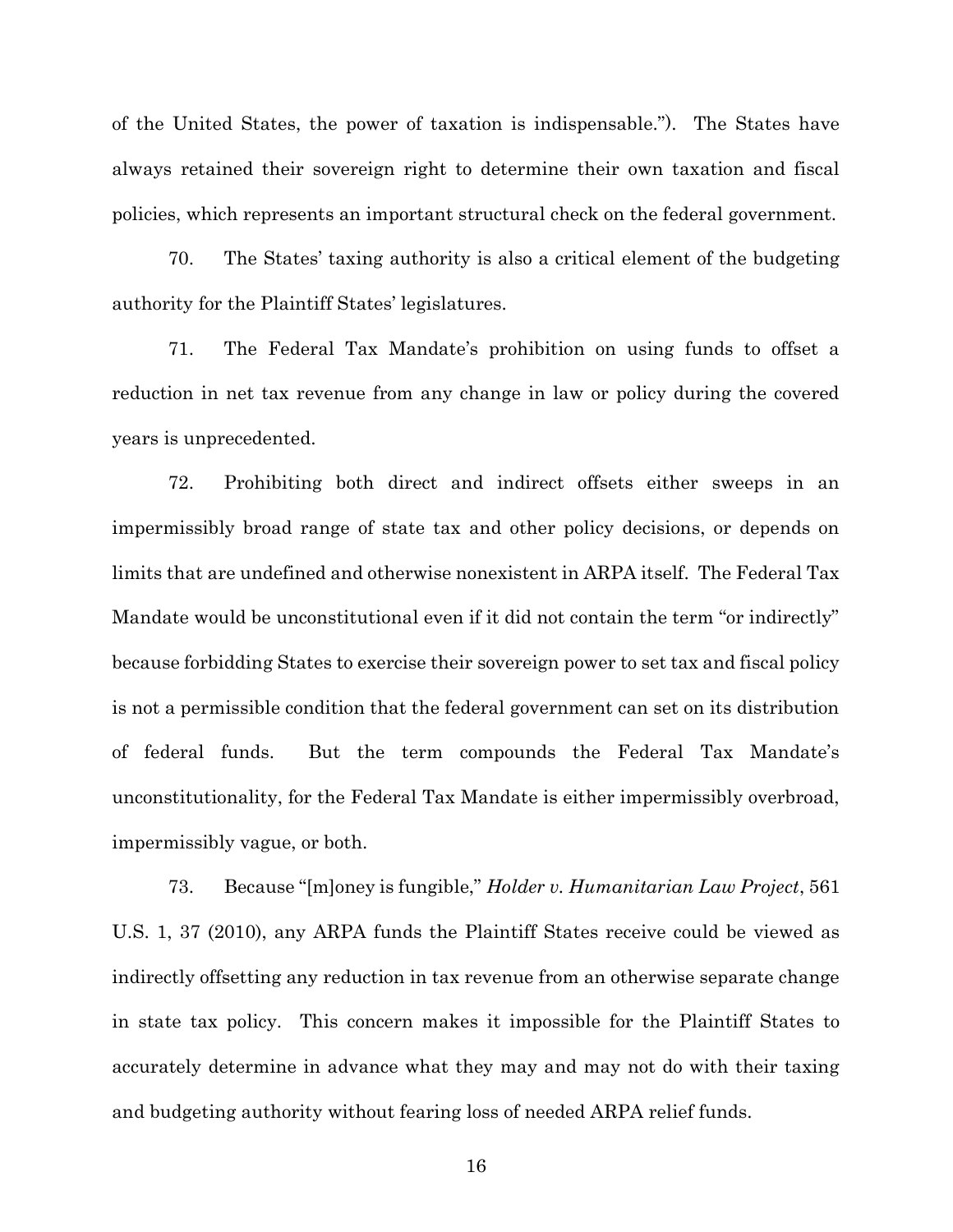of the United States, the power of taxation is indispensable."). The States have always retained their sovereign right to determine their own taxation and fiscal policies, which represents an important structural check on the federal government.

70. The States' taxing authority is also a critical element of the budgeting authority for the Plaintiff States' legislatures.

71. The Federal Tax Mandate's prohibition on using funds to offset a reduction in net tax revenue from any change in law or policy during the covered years is unprecedented.

72. Prohibiting both direct and indirect offsets either sweeps in an impermissibly broad range of state tax and other policy decisions, or depends on limits that are undefined and otherwise nonexistent in ARPA itself. The Federal Tax Mandate would be unconstitutional even if it did not contain the term "or indirectly" because forbidding States to exercise their sovereign power to set tax and fiscal policy is not a permissible condition that the federal government can set on its distribution of federal funds. But the term compounds the Federal Tax Mandate's unconstitutionality, for the Federal Tax Mandate is either impermissibly overbroad, impermissibly vague, or both.

73. Because "[m]oney is fungible," *Holder v. Humanitarian Law Project*, 561 U.S. 1, 37 (2010), any ARPA funds the Plaintiff States receive could be viewed as indirectly offsetting any reduction in tax revenue from an otherwise separate change in state tax policy. This concern makes it impossible for the Plaintiff States to accurately determine in advance what they may and may not do with their taxing and budgeting authority without fearing loss of needed ARPA relief funds.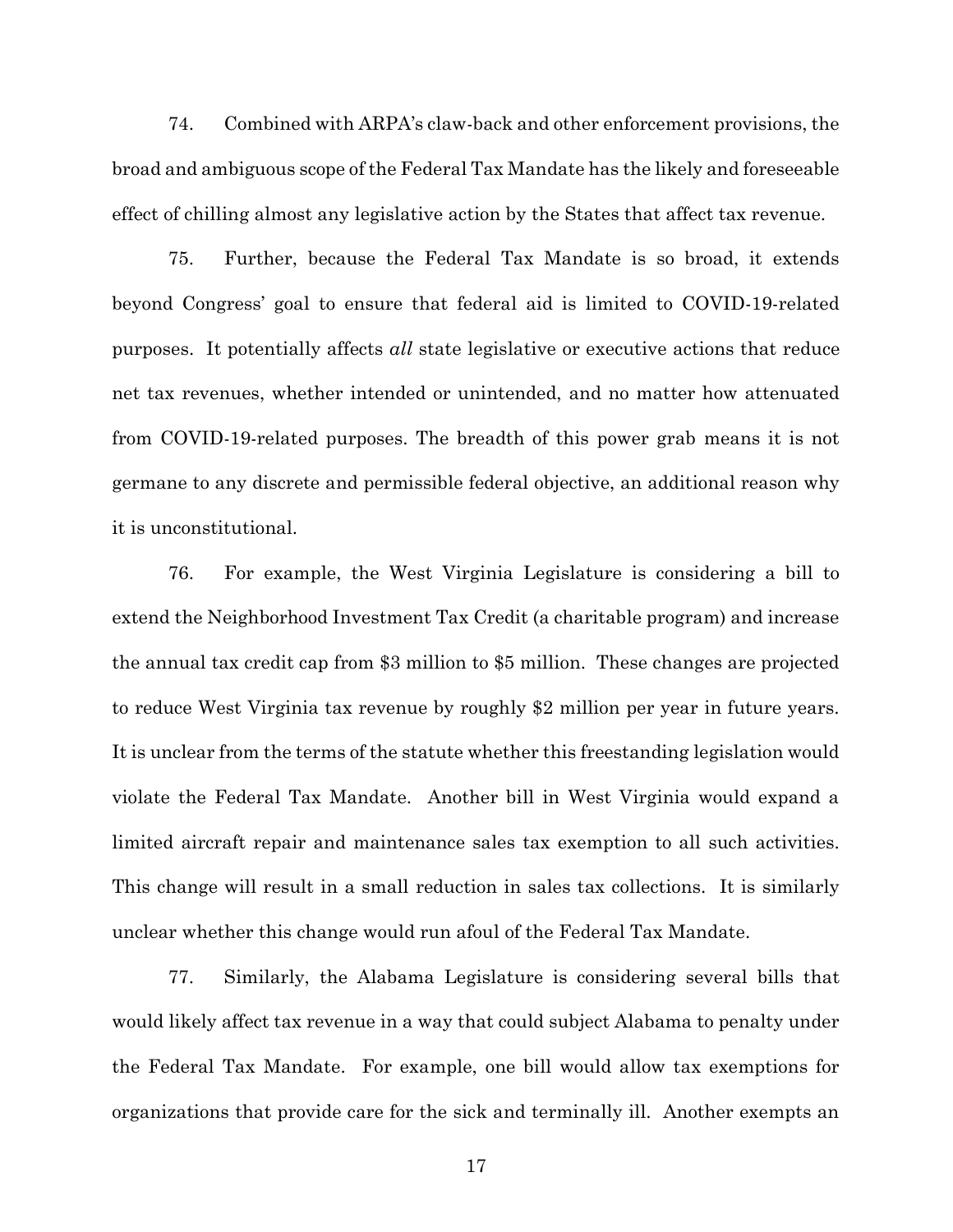74. Combined with ARPA's claw-back and other enforcement provisions, the broad and ambiguous scope of the Federal Tax Mandate has the likely and foreseeable effect of chilling almost any legislative action by the States that affect tax revenue.

75. Further, because the Federal Tax Mandate is so broad, it extends beyond Congress' goal to ensure that federal aid is limited to COVID-19-related purposes. It potentially affects *all* state legislative or executive actions that reduce net tax revenues, whether intended or unintended, and no matter how attenuated from COVID-19-related purposes. The breadth of this power grab means it is not germane to any discrete and permissible federal objective, an additional reason why it is unconstitutional.

76. For example, the West Virginia Legislature is considering a bill to extend the Neighborhood Investment Tax Credit (a charitable program) and increase the annual tax credit cap from $3 million to $5 million. These changes are projected to reduce West Virginia tax revenue by roughly $2 million per year in future years. It is unclear from the terms of the statute whether this freestanding legislation would violate the Federal Tax Mandate. Another bill in West Virginia would expand a limited aircraft repair and maintenance sales tax exemption to all such activities. This change will result in a small reduction in sales tax collections. It is similarly unclear whether this change would run afoul of the Federal Tax Mandate.

77. Similarly, the Alabama Legislature is considering several bills that would likely affect tax revenue in a way that could subject Alabama to penalty under the Federal Tax Mandate. For example, one bill would allow tax exemptions for organizations that provide care for the sick and terminally ill. Another exempts an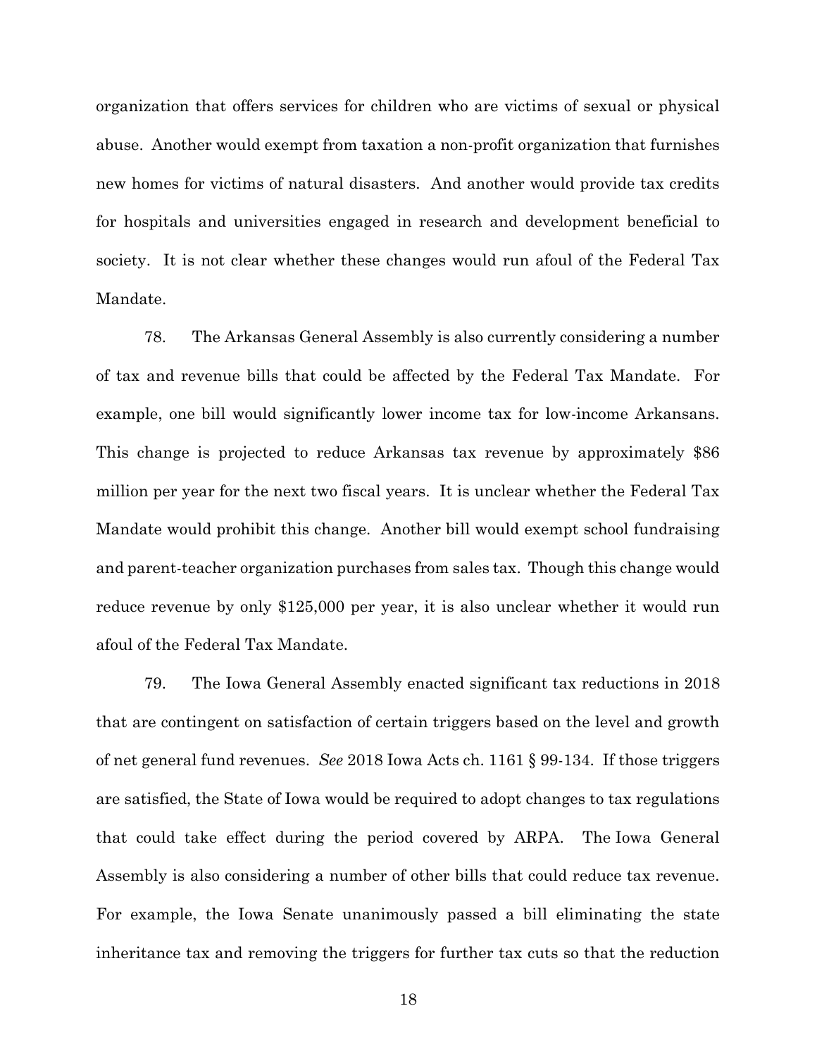organization that offers services for children who are victims of sexual or physical abuse. Another would exempt from taxation a non-profit organization that furnishes new homes for victims of natural disasters. And another would provide tax credits for hospitals and universities engaged in research and development beneficial to society. It is not clear whether these changes would run afoul of the Federal Tax Mandate.

78. The Arkansas General Assembly is also currently considering a number of tax and revenue bills that could be affected by the Federal Tax Mandate. For example, one bill would significantly lower income tax for low-income Arkansans. This change is projected to reduce Arkansas tax revenue by approximately $86 million per year for the next two fiscal years. It is unclear whether the Federal Tax Mandate would prohibit this change. Another bill would exempt school fundraising and parent-teacher organization purchases from sales tax. Though this change would reduce revenue by only $125,000 per year, it is also unclear whether it would run afoul of the Federal Tax Mandate.

79. The Iowa General Assembly enacted significant tax reductions in 2018 that are contingent on satisfaction of certain triggers based on the level and growth of net general fund revenues. *See* 2018 Iowa Acts ch. 1161 § 99-134. If those triggers are satisfied, the State of Iowa would be required to adopt changes to tax regulations that could take effect during the period covered by ARPA. The Iowa General Assembly is also considering a number of other bills that could reduce tax revenue. For example, the Iowa Senate unanimously passed a bill eliminating the state inheritance tax and removing the triggers for further tax cuts so that the reduction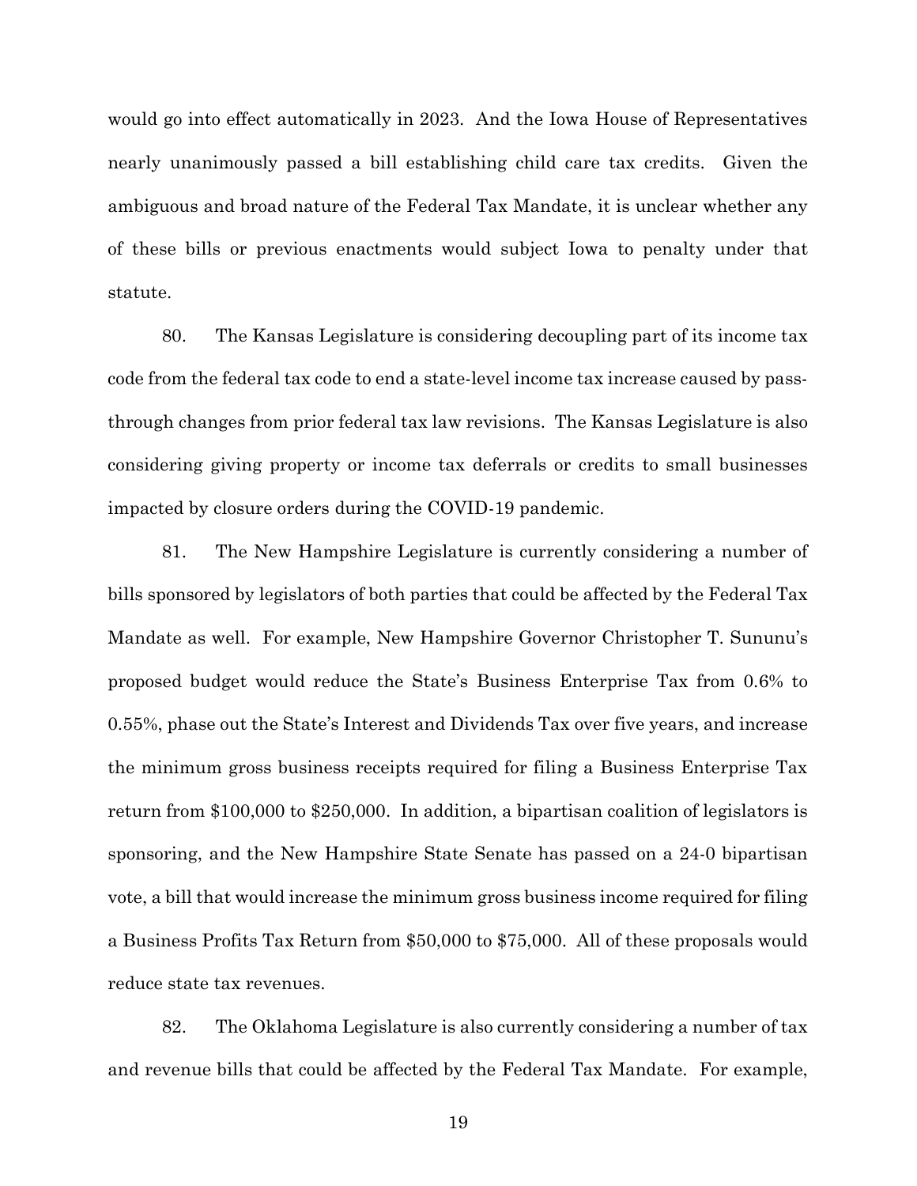would go into effect automatically in 2023. And the Iowa House of Representatives nearly unanimously passed a bill establishing child care tax credits. Given the ambiguous and broad nature of the Federal Tax Mandate, it is unclear whether any of these bills or previous enactments would subject Iowa to penalty under that statute.

80. The Kansas Legislature is considering decoupling part of its income tax code from the federal tax code to end a state-level income tax increase caused by pass-through changes from prior federal tax law revisions. The Kansas Legislature is also considering giving property or income tax deferrals or credits to small businesses impacted by closure orders during the COVID-19 pandemic.

81. The New Hampshire Legislature is currently considering a number of bills sponsored by legislators of both parties that could be affected by the Federal Tax Mandate as well. For example, New Hampshire Governor Christopher T. Sununu's proposed budget would reduce the State's Business Enterprise Tax from 0.6% to 0.55%, phase out the State's Interest and Dividends Tax over five years, and increase the minimum gross business receipts required for filing a Business Enterprise Tax return from \$100,000 to \$250,000. In addition, a bipartisan coalition of legislators is sponsoring, and the New Hampshire State Senate has passed on a 24-0 bipartisan vote, a bill that would increase the minimum gross business income required for filing a Business Profits Tax Return from \$50,000 to \$75,000. All of these proposals would reduce state tax revenues.

82. The Oklahoma Legislature is also currently considering a number of tax and revenue bills that could be affected by the Federal Tax Mandate. For example,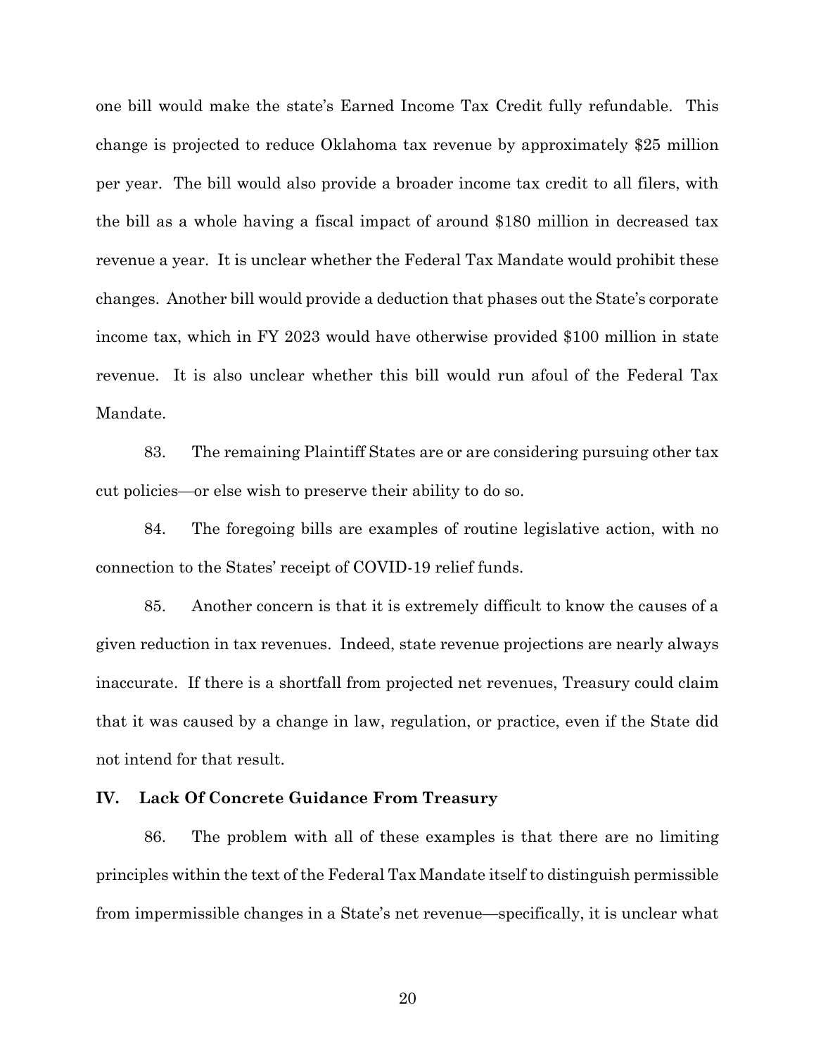one bill would make the state's Earned Income Tax Credit fully refundable. This change is projected to reduce Oklahoma tax revenue by approximately $25 million per year. The bill would also provide a broader income tax credit to all filers, with the bill as a whole having a fiscal impact of around $180 million in decreased tax revenue a year. It is unclear whether the Federal Tax Mandate would prohibit these changes. Another bill would provide a deduction that phases out the State's corporate income tax, which in FY 2023 would have otherwise provided $100 million in state revenue. It is also unclear whether this bill would run afoul of the Federal Tax Mandate.

83. The remaining Plaintiff States are or are considering pursuing other tax cut policies—or else wish to preserve their ability to do so.

84. The foregoing bills are examples of routine legislative action, with no connection to the States' receipt of COVID-19 relief funds.

85. Another concern is that it is extremely difficult to know the causes of a given reduction in tax revenues. Indeed, state revenue projections are nearly always inaccurate. If there is a shortfall from projected net revenues, Treasury could claim that it was caused by a change in law, regulation, or practice, even if the State did not intend for that result.

## IV. Lack Of Concrete Guidance From Treasury

86. The problem with all of these examples is that there are no limiting principles within the text of the Federal Tax Mandate itself to distinguish permissible from impermissible changes in a State's net revenue—specifically, it is unclear what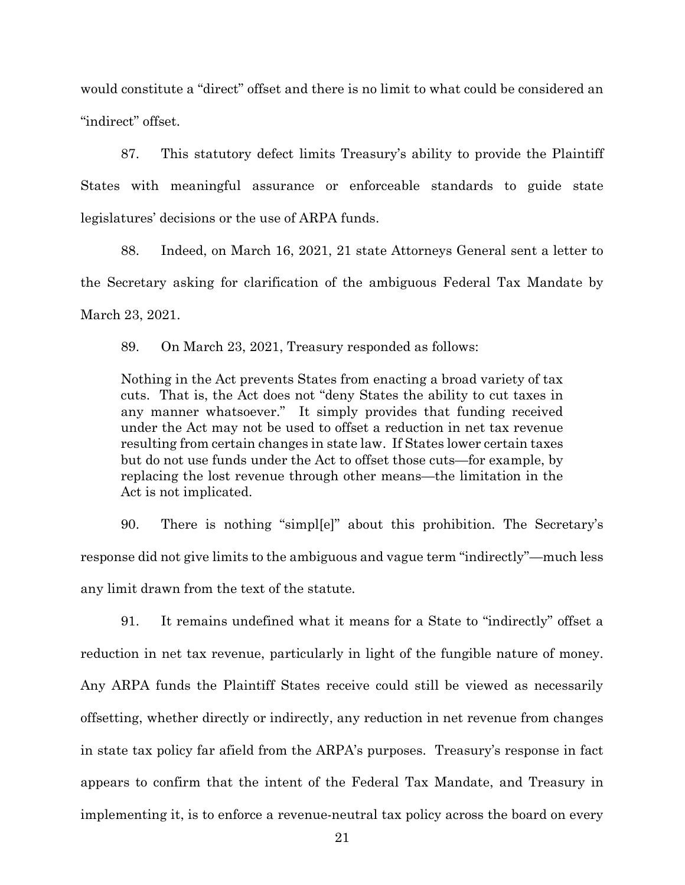would constitute a "direct" offset and there is no limit to what could be considered an "indirect" offset.

87. This statutory defect limits Treasury's ability to provide the Plaintiff States with meaningful assurance or enforceable standards to guide state legislatures' decisions or the use of ARPA funds.

88. Indeed, on March 16, 2021, 21 state Attorneys General sent a letter to the Secretary asking for clarification of the ambiguous Federal Tax Mandate by March 23, 2021.

89. On March 23, 2021, Treasury responded as follows:

> Nothing in the Act prevents States from enacting a broad variety of tax cuts. That is, the Act does not "deny States the ability to cut taxes in any manner whatsoever." It simply provides that funding received under the Act may not be used to offset a reduction in net tax revenue resulting from certain changes in state law. If States lower certain taxes but do not use funds under the Act to offset those cuts—for example, by replacing the lost revenue through other means—the limitation in the Act is not implicated.

90. There is nothing "simpl[e]" about this prohibition. The Secretary's response did not give limits to the ambiguous and vague term "indirectly"—much less any limit drawn from the text of the statute.

91. It remains undefined what it means for a State to "indirectly" offset a reduction in net tax revenue, particularly in light of the fungible nature of money. Any ARPA funds the Plaintiff States receive could still be viewed as necessarily offsetting, whether directly or indirectly, any reduction in net revenue from changes in state tax policy far afield from the ARPA's purposes. Treasury's response in fact appears to confirm that the intent of the Federal Tax Mandate, and Treasury in implementing it, is to enforce a revenue-neutral tax policy across the board on every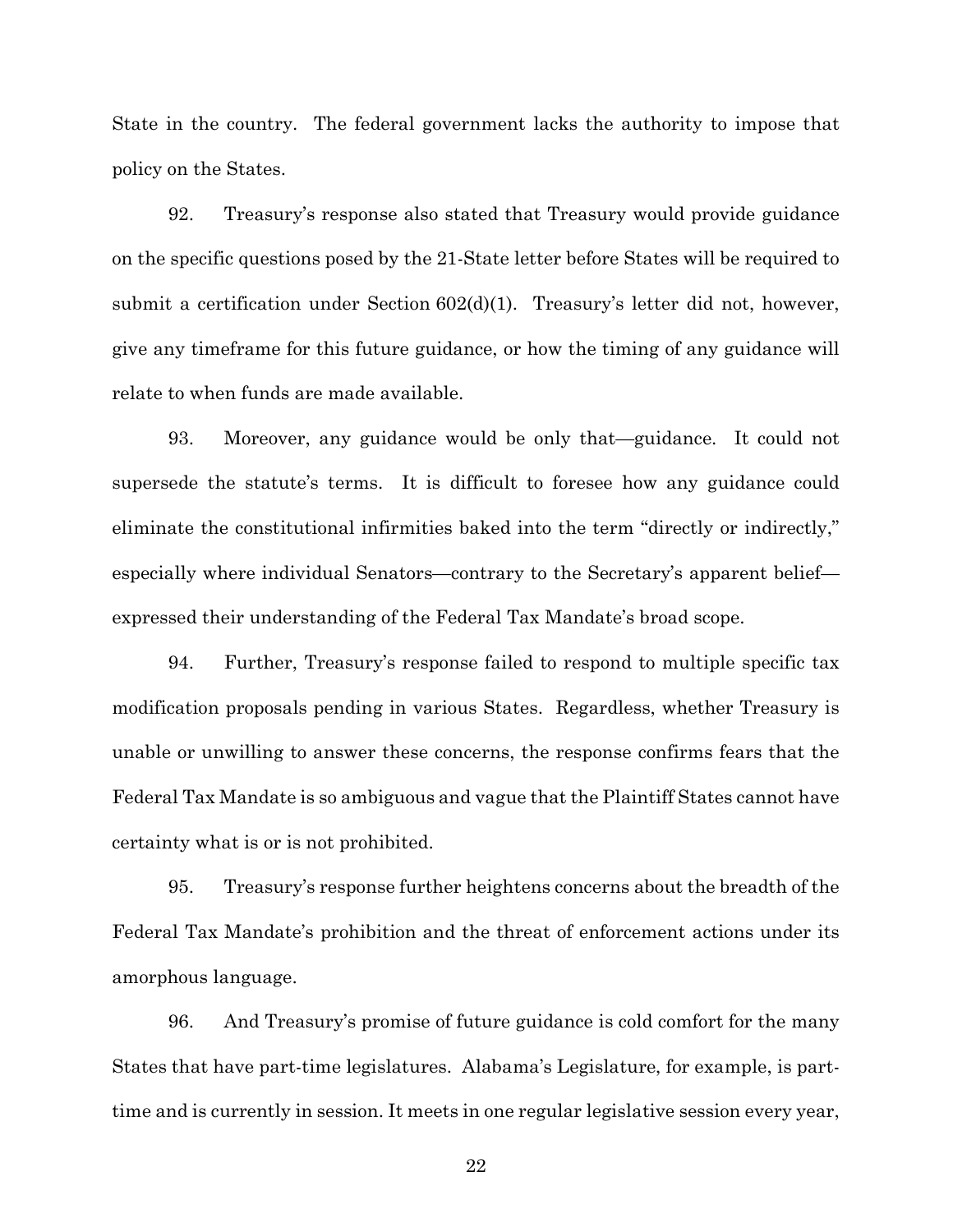State in the country. The federal government lacks the authority to impose that policy on the States.

92. Treasury's response also stated that Treasury would provide guidance on the specific questions posed by the 21-State letter before States will be required to submit a certification under Section 602(d)(1). Treasury's letter did not, however, give any timeframe for this future guidance, or how the timing of any guidance will relate to when funds are made available.

93. Moreover, any guidance would be only that—guidance. It could not supersede the statute's terms. It is difficult to foresee how any guidance could eliminate the constitutional infirmities baked into the term "directly or indirectly," especially where individual Senators—contrary to the Secretary's apparent belief—expressed their understanding of the Federal Tax Mandate's broad scope.

94. Further, Treasury's response failed to respond to multiple specific tax modification proposals pending in various States. Regardless, whether Treasury is unable or unwilling to answer these concerns, the response confirms fears that the Federal Tax Mandate is so ambiguous and vague that the Plaintiff States cannot have certainty what is or is not prohibited.

95. Treasury's response further heightens concerns about the breadth of the Federal Tax Mandate's prohibition and the threat of enforcement actions under its amorphous language.

96. And Treasury's promise of future guidance is cold comfort for the many States that have part-time legislatures. Alabama's Legislature, for example, is part-time and is currently in session. It meets in one regular legislative session every year,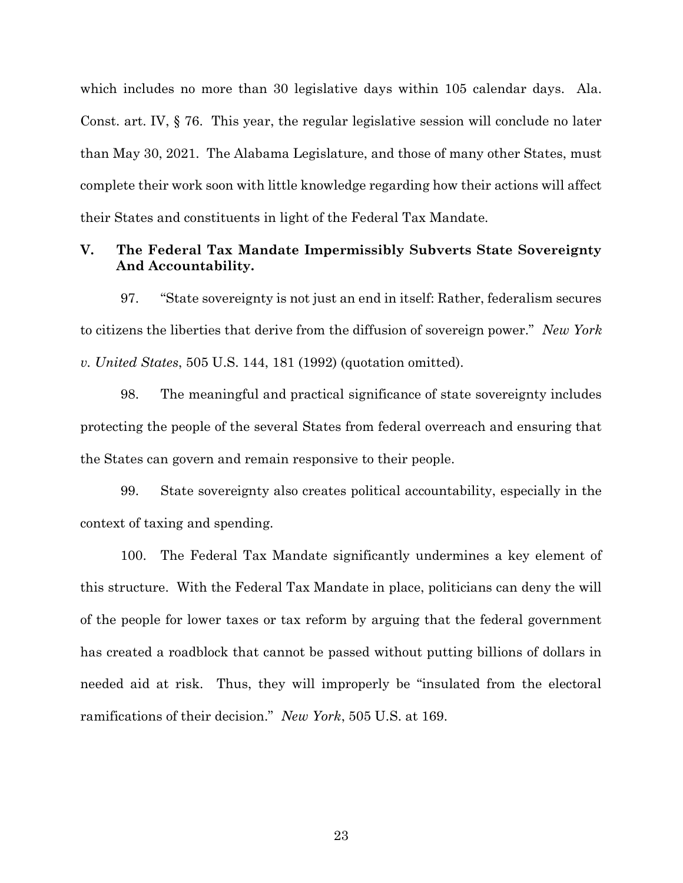which includes no more than 30 legislative days within 105 calendar days. Ala. Const. art. IV, § 76. This year, the regular legislative session will conclude no later than May 30, 2021. The Alabama Legislature, and those of many other States, must complete their work soon with little knowledge regarding how their actions will affect their States and constituents in light of the Federal Tax Mandate.

## V. The Federal Tax Mandate Impermissibly Subverts State Sovereignty And Accountability.

97. "State sovereignty is not just an end in itself: Rather, federalism secures to citizens the liberties that derive from the diffusion of sovereign power." *New York v. United States*, 505 U.S. 144, 181 (1992) (quotation omitted).

98. The meaningful and practical significance of state sovereignty includes protecting the people of the several States from federal overreach and ensuring that the States can govern and remain responsive to their people.

99. State sovereignty also creates political accountability, especially in the context of taxing and spending.

100. The Federal Tax Mandate significantly undermines a key element of this structure. With the Federal Tax Mandate in place, politicians can deny the will of the people for lower taxes or tax reform by arguing that the federal government has created a roadblock that cannot be passed without putting billions of dollars in needed aid at risk. Thus, they will improperly be "insulated from the electoral ramifications of their decision." *New York*, 505 U.S. at 169.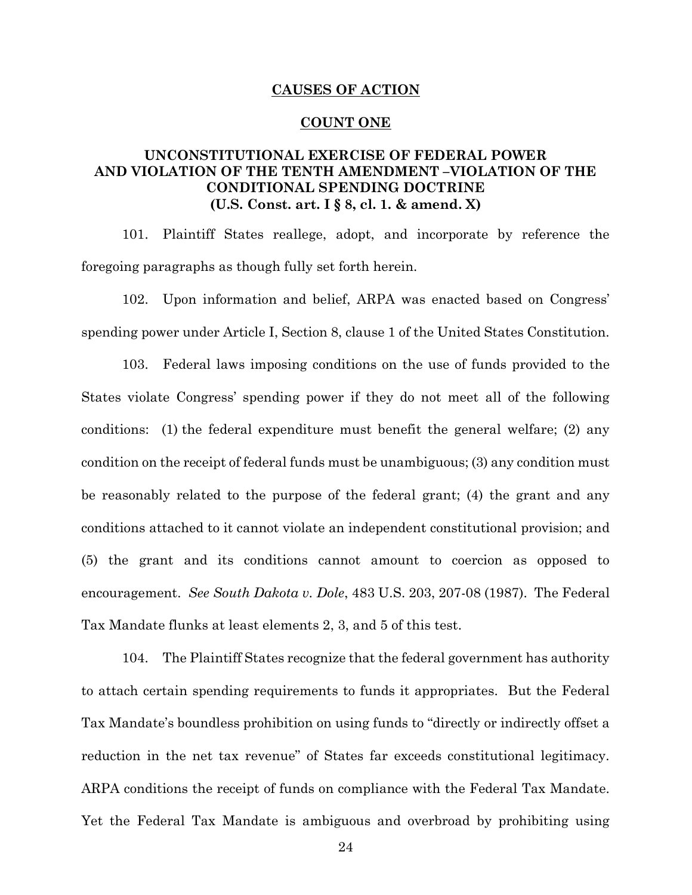## CAUSES OF ACTION

### COUNT ONE

### UNCONSTITUTIONAL EXERCISE OF FEDERAL POWER AND VIOLATION OF THE TENTH AMENDMENT –VIOLATION OF THE CONDITIONAL SPENDING DOCTRINE (U.S. Const. art. I § 8, cl. 1. & amend. X)

101. Plaintiff States reallege, adopt, and incorporate by reference the foregoing paragraphs as though fully set forth herein.

102. Upon information and belief, ARPA was enacted based on Congress' spending power under Article I, Section 8, clause 1 of the United States Constitution.

103. Federal laws imposing conditions on the use of funds provided to the States violate Congress' spending power if they do not meet all of the following conditions: (1) the federal expenditure must benefit the general welfare; (2) any condition on the receipt of federal funds must be unambiguous; (3) any condition must be reasonably related to the purpose of the federal grant; (4) the grant and any conditions attached to it cannot violate an independent constitutional provision; and (5) the grant and its conditions cannot amount to coercion as opposed to encouragement. *See South Dakota v. Dole*, 483 U.S. 203, 207-08 (1987). The Federal Tax Mandate flunks at least elements 2, 3, and 5 of this test.

104. The Plaintiff States recognize that the federal government has authority to attach certain spending requirements to funds it appropriates. But the Federal Tax Mandate's boundless prohibition on using funds to "directly or indirectly offset a reduction in the net tax revenue" of States far exceeds constitutional legitimacy. ARPA conditions the receipt of funds on compliance with the Federal Tax Mandate. Yet the Federal Tax Mandate is ambiguous and overbroad by prohibiting using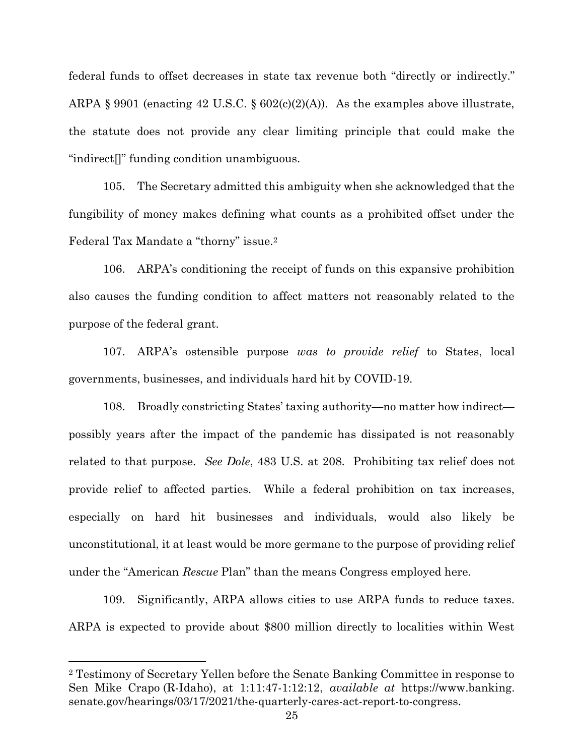federal funds to offset decreases in state tax revenue both "directly or indirectly." ARPA § 9901 (enacting 42 U.S.C. § 602(c)(2)(A)). As the examples above illustrate, the statute does not provide any clear limiting principle that could make the "indirect[]" funding condition unambiguous.

105. The Secretary admitted this ambiguity when she acknowledged that the fungibility of money makes defining what counts as a prohibited offset under the Federal Tax Mandate a "thorny" issue.[2]

106. ARPA's conditioning the receipt of funds on this expansive prohibition also causes the funding condition to affect matters not reasonably related to the purpose of the federal grant.

107. ARPA's ostensible purpose *was to provide relief* to States, local governments, businesses, and individuals hard hit by COVID-19.

108. Broadly constricting States' taxing authority—no matter how indirect—possibly years after the impact of the pandemic has dissipated is not reasonably related to that purpose. *See Dole*, 483 U.S. at 208. Prohibiting tax relief does not provide relief to affected parties. While a federal prohibition on tax increases, especially on hard hit businesses and individuals, would also likely be unconstitutional, it at least would be more germane to the purpose of providing relief under the "American *Rescue* Plan" than the means Congress employed here.

109. Significantly, ARPA allows cities to use ARPA funds to reduce taxes. ARPA is expected to provide about $800 million directly to localities within West

---

[2] Testimony of Secretary Yellen before the Senate Banking Committee in response to Sen Mike Crapo (R-Idaho), at 1:11:47-1:12:12, *available at* https://www.banking.senate.gov/hearings/03/17/2021/the-quarterly-cares-act-report-to-congress.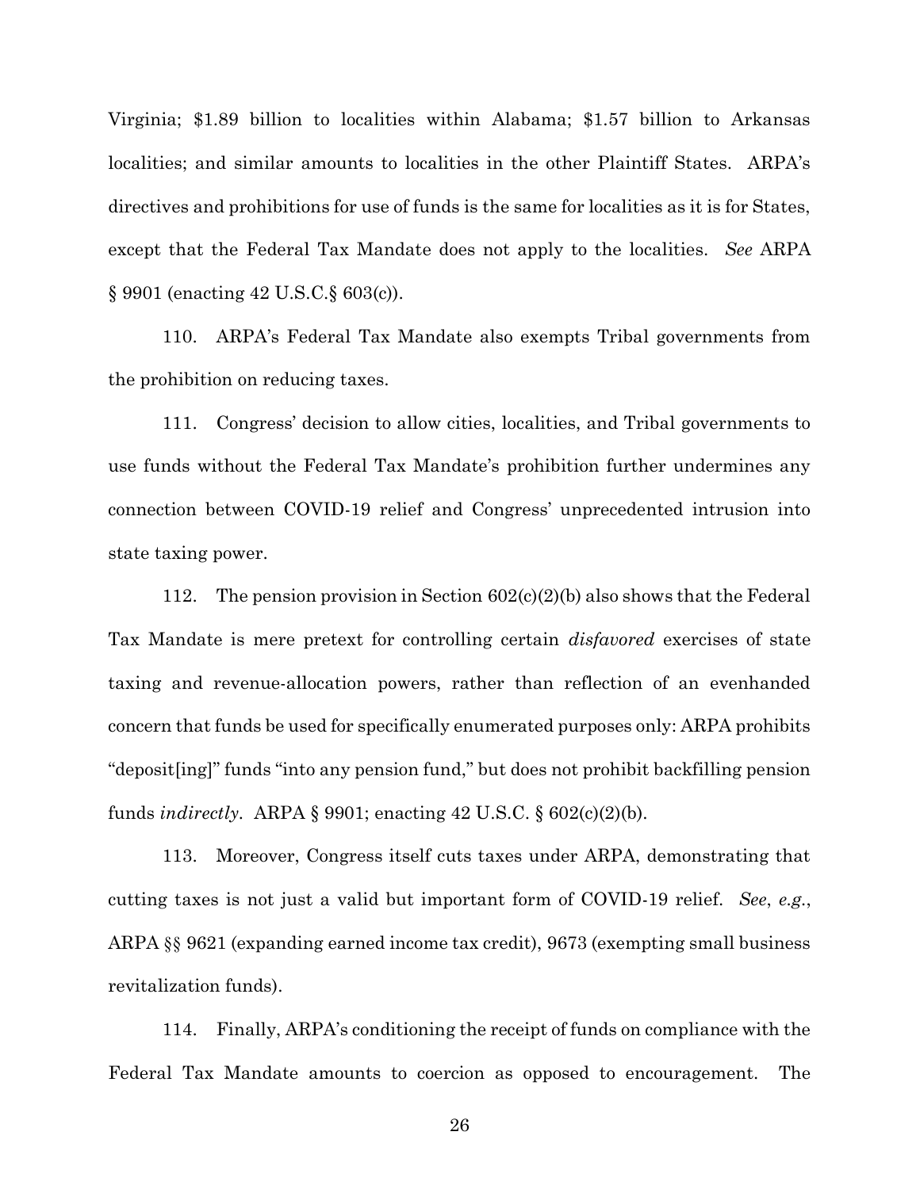Virginia; $1.89 billion to localities within Alabama; $1.57 billion to Arkansas localities; and similar amounts to localities in the other Plaintiff States. ARPA's directives and prohibitions for use of funds is the same for localities as it is for States, except that the Federal Tax Mandate does not apply to the localities. *See* ARPA § 9901 (enacting 42 U.S.C.§ 603(c)).

110. ARPA's Federal Tax Mandate also exempts Tribal governments from the prohibition on reducing taxes.

111. Congress' decision to allow cities, localities, and Tribal governments to use funds without the Federal Tax Mandate's prohibition further undermines any connection between COVID-19 relief and Congress' unprecedented intrusion into state taxing power.

112. The pension provision in Section 602(c)(2)(b) also shows that the Federal Tax Mandate is mere pretext for controlling certain *disfavored* exercises of state taxing and revenue-allocation powers, rather than reflection of an evenhanded concern that funds be used for specifically enumerated purposes only: ARPA prohibits "deposit[ing]" funds "into any pension fund," but does not prohibit backfilling pension funds *indirectly*. ARPA § 9901; enacting 42 U.S.C. § 602(c)(2)(b).

113. Moreover, Congress itself cuts taxes under ARPA, demonstrating that cutting taxes is not just a valid but important form of COVID-19 relief. *See*, *e.g.*, ARPA §§ 9621 (expanding earned income tax credit), 9673 (exempting small business revitalization funds).

114. Finally, ARPA's conditioning the receipt of funds on compliance with the Federal Tax Mandate amounts to coercion as opposed to encouragement. The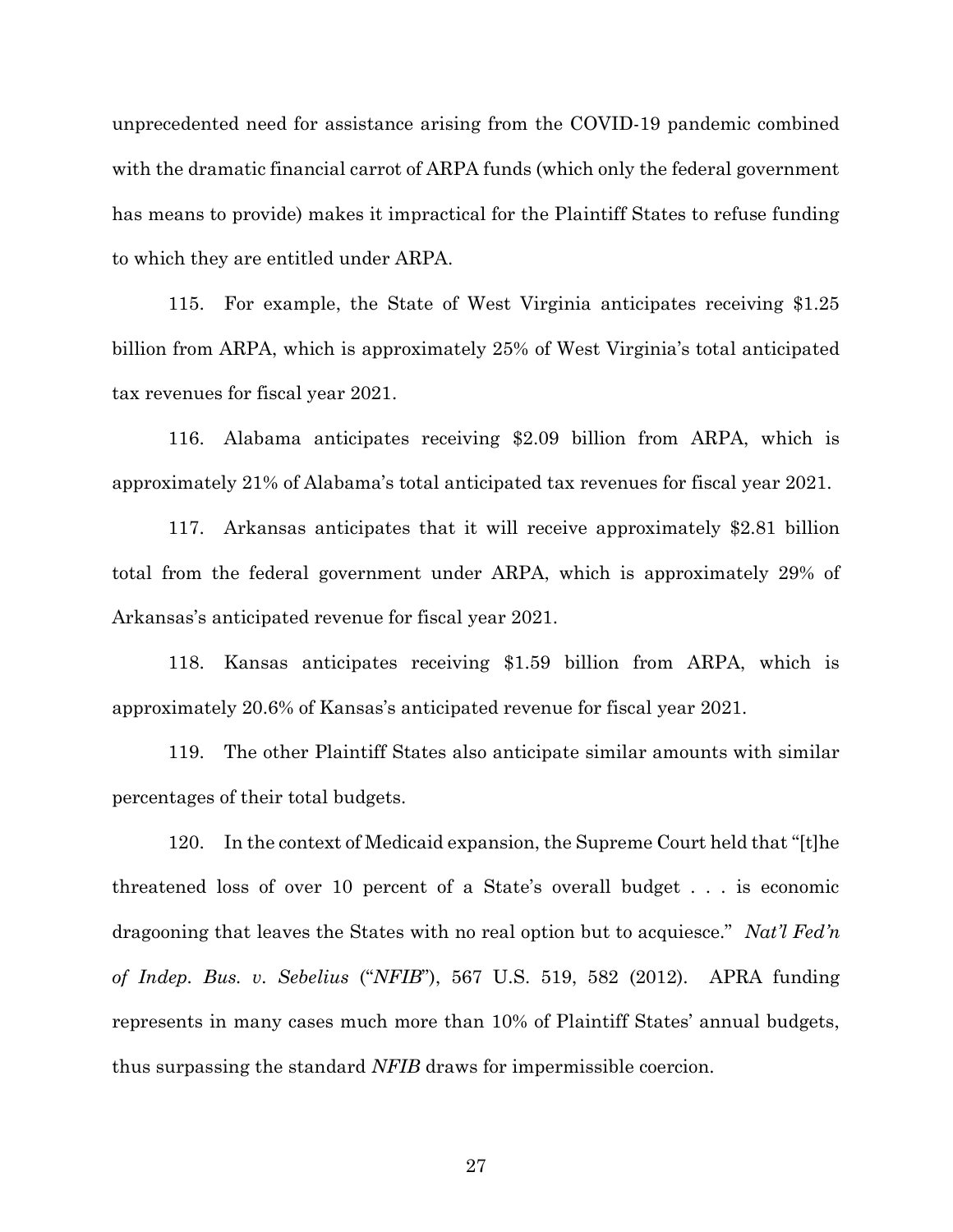unprecedented need for assistance arising from the COVID-19 pandemic combined with the dramatic financial carrot of ARPA funds (which only the federal government has means to provide) makes it impractical for the Plaintiff States to refuse funding to which they are entitled under ARPA.

115. For example, the State of West Virginia anticipates receiving $1.25 billion from ARPA, which is approximately 25% of West Virginia's total anticipated tax revenues for fiscal year 2021.

116. Alabama anticipates receiving $2.09 billion from ARPA, which is approximately 21% of Alabama's total anticipated tax revenues for fiscal year 2021.

117. Arkansas anticipates that it will receive approximately $2.81 billion total from the federal government under ARPA, which is approximately 29% of Arkansas's anticipated revenue for fiscal year 2021.

118. Kansas anticipates receiving $1.59 billion from ARPA, which is approximately 20.6% of Kansas's anticipated revenue for fiscal year 2021.

119. The other Plaintiff States also anticipate similar amounts with similar percentages of their total budgets.

120. In the context of Medicaid expansion, the Supreme Court held that "[t]he threatened loss of over 10 percent of a State's overall budget . . . is economic dragooning that leaves the States with no real option but to acquiesce." *Nat'l Fed'n of Indep. Bus. v. Sebelius* ("*NFIB*"), 567 U.S. 519, 582 (2012). APRA funding represents in many cases much more than 10% of Plaintiff States' annual budgets, thus surpassing the standard *NFIB* draws for impermissible coercion.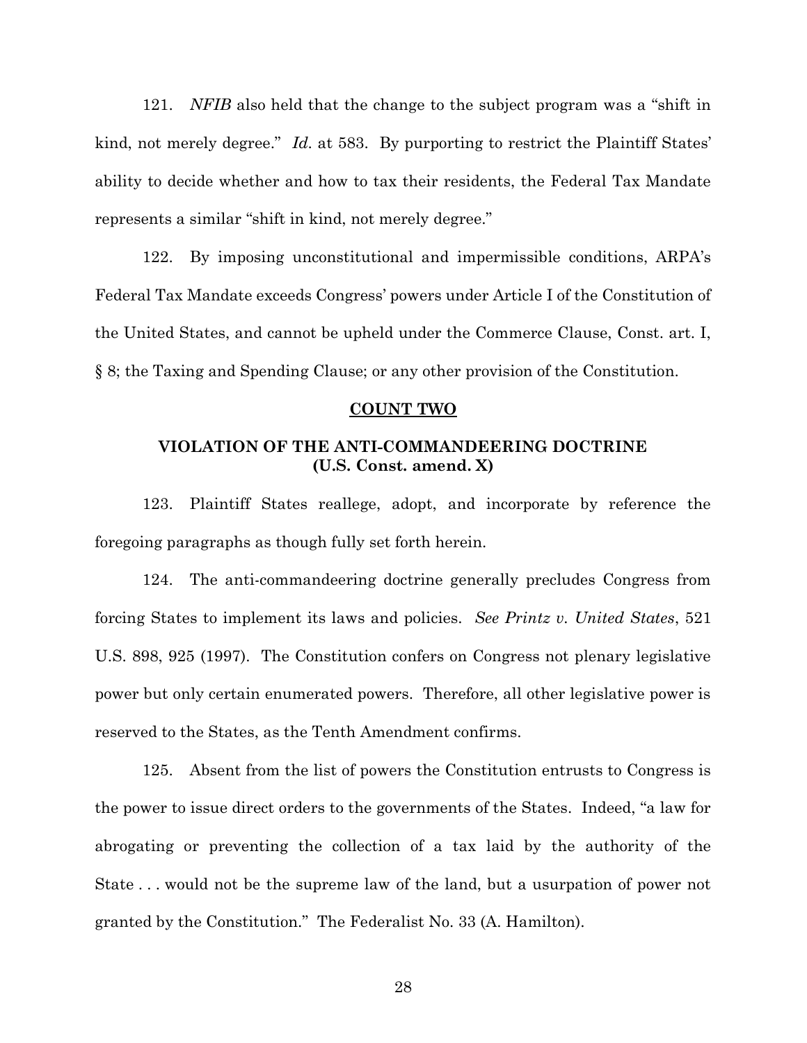121. *NFIB* also held that the change to the subject program was a "shift in kind, not merely degree." *Id.* at 583. By purporting to restrict the Plaintiff States' ability to decide whether and how to tax their residents, the Federal Tax Mandate represents a similar "shift in kind, not merely degree."

122. By imposing unconstitutional and impermissible conditions, ARPA's Federal Tax Mandate exceeds Congress' powers under Article I of the Constitution of the United States, and cannot be upheld under the Commerce Clause, Const. art. I, § 8; the Taxing and Spending Clause; or any other provision of the Constitution.

## COUNT TWO

### VIOLATION OF THE ANTI-COMMANDEERING DOCTRINE (U.S. Const. amend. X)

123. Plaintiff States reallege, adopt, and incorporate by reference the foregoing paragraphs as though fully set forth herein.

124. The anti-commandeering doctrine generally precludes Congress from forcing States to implement its laws and policies. *See Printz v. United States*, 521 U.S. 898, 925 (1997). The Constitution confers on Congress not plenary legislative power but only certain enumerated powers. Therefore, all other legislative power is reserved to the States, as the Tenth Amendment confirms.

125. Absent from the list of powers the Constitution entrusts to Congress is the power to issue direct orders to the governments of the States. Indeed, "a law for abrogating or preventing the collection of a tax laid by the authority of the State . . . would not be the supreme law of the land, but a usurpation of power not granted by the Constitution." The Federalist No. 33 (A. Hamilton).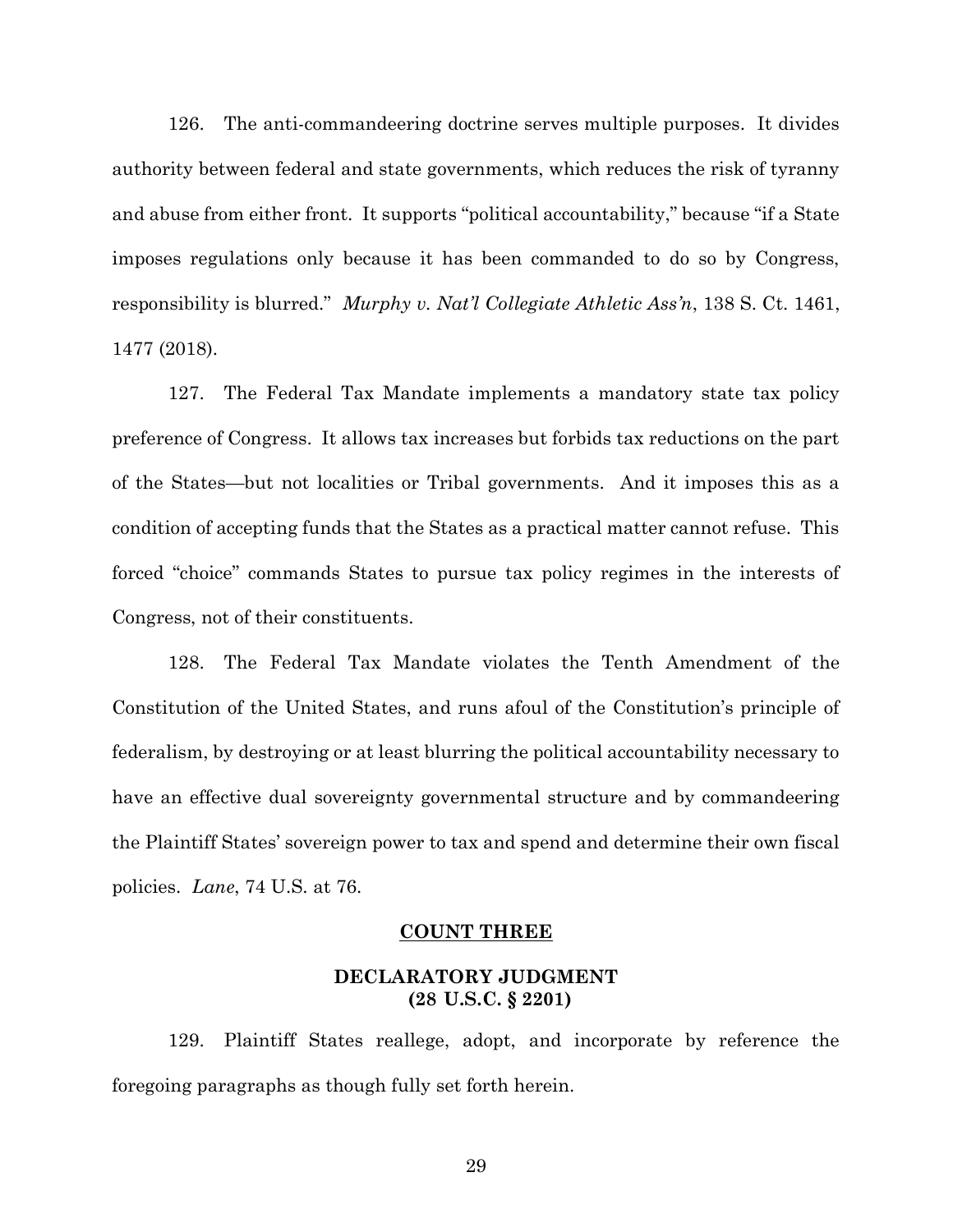126. The anti-commandeering doctrine serves multiple purposes. It divides authority between federal and state governments, which reduces the risk of tyranny and abuse from either front. It supports "political accountability," because "if a State imposes regulations only because it has been commanded to do so by Congress, responsibility is blurred." *Murphy v. Nat'l Collegiate Athletic Ass'n*, 138 S. Ct. 1461, 1477 (2018).

127. The Federal Tax Mandate implements a mandatory state tax policy preference of Congress. It allows tax increases but forbids tax reductions on the part of the States—but not localities or Tribal governments. And it imposes this as a condition of accepting funds that the States as a practical matter cannot refuse. This forced "choice" commands States to pursue tax policy regimes in the interests of Congress, not of their constituents.

128. The Federal Tax Mandate violates the Tenth Amendment of the Constitution of the United States, and runs afoul of the Constitution's principle of federalism, by destroying or at least blurring the political accountability necessary to have an effective dual sovereignty governmental structure and by commandeering the Plaintiff States' sovereign power to tax and spend and determine their own fiscal policies. *Lane*, 74 U.S. at 76.

**COUNT THREE**

**DECLARATORY JUDGMENT**
**(28 U.S.C. § 2201)**

129. Plaintiff States reallege, adopt, and incorporate by reference the foregoing paragraphs as though fully set forth herein.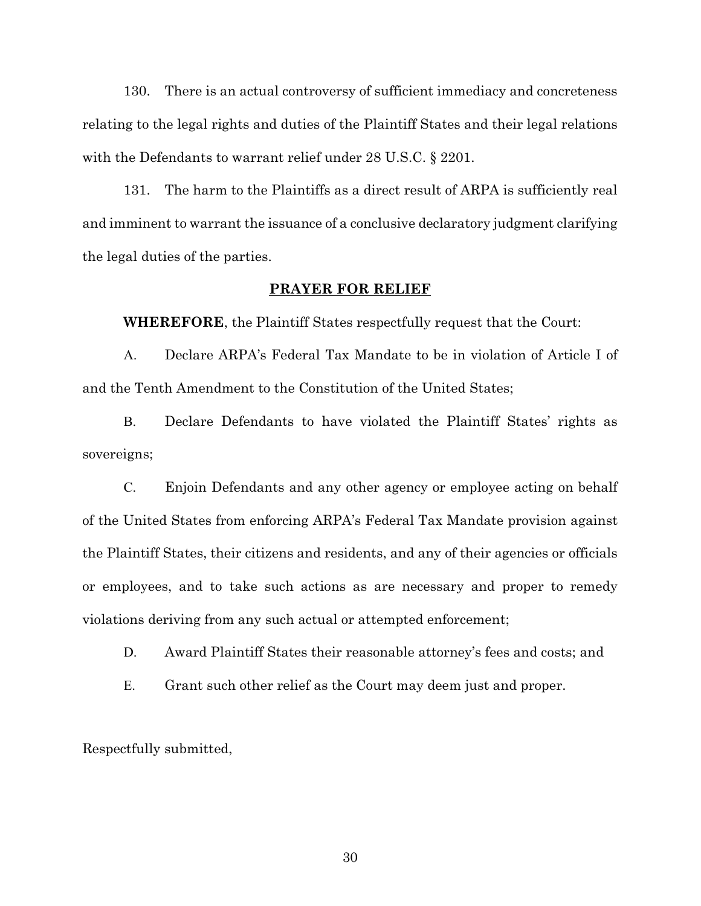130. There is an actual controversy of sufficient immediacy and concreteness relating to the legal rights and duties of the Plaintiff States and their legal relations with the Defendants to warrant relief under 28 U.S.C. § 2201.

131. The harm to the Plaintiffs as a direct result of ARPA is sufficiently real and imminent to warrant the issuance of a conclusive declaratory judgment clarifying the legal duties of the parties.

## PRAYER FOR RELIEF

**WHEREFORE**, the Plaintiff States respectfully request that the Court:

A. Declare ARPA's Federal Tax Mandate to be in violation of Article I of and the Tenth Amendment to the Constitution of the United States;

B. Declare Defendants to have violated the Plaintiff States' rights as sovereigns;

C. Enjoin Defendants and any other agency or employee acting on behalf of the United States from enforcing ARPA's Federal Tax Mandate provision against the Plaintiff States, their citizens and residents, and any of their agencies or officials or employees, and to take such actions as are necessary and proper to remedy violations deriving from any such actual or attempted enforcement;

D. Award Plaintiff States their reasonable attorney's fees and costs; and

E. Grant such other relief as the Court may deem just and proper.

Respectfully submitted,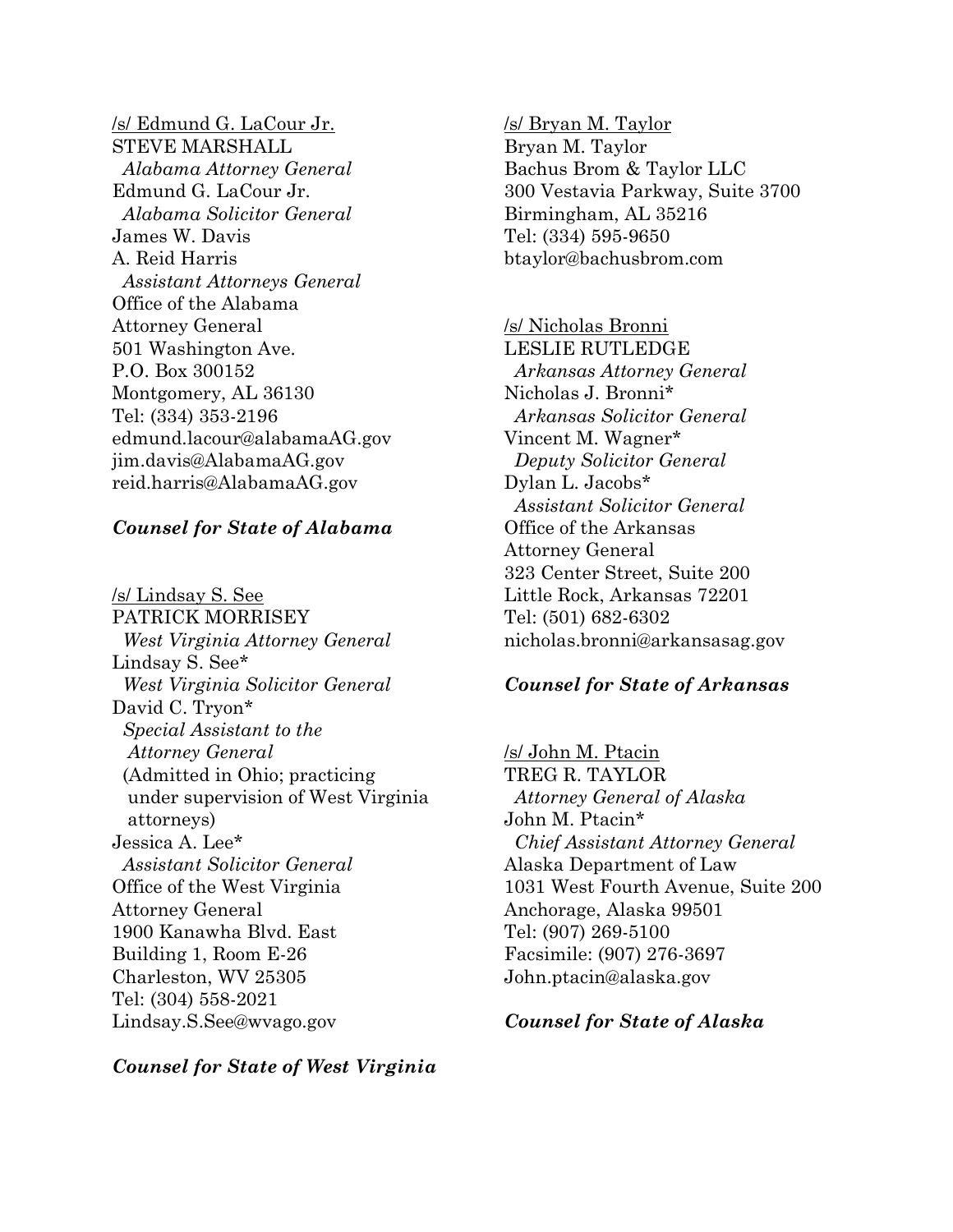/s/ Edmund G. LaCour Jr.
STEVE MARSHALL
*Alabama Attorney General*
Edmund G. LaCour Jr.
*Alabama Solicitor General*
James W. Davis
A. Reid Harris
*Assistant Attorneys General*
Office of the Alabama
Attorney General
501 Washington Ave.
P.O. Box 300152
Montgomery, AL 36130
Tel: (334) 353-2196
edmund.lacour@alabamaAG.gov
jim.davis@AlabamaAG.gov
reid.harris@AlabamaAG.gov

***Counsel for State of Alabama***

/s/ Lindsay S. See
PATRICK MORRISEY
*West Virginia Attorney General*
Lindsay S. See*
*West Virginia Solicitor General*
David C. Tryon*
*Special Assistant to the Attorney General*
(Admitted in Ohio; practicing under supervision of West Virginia attorneys)
Jessica A. Lee*
*Assistant Solicitor General*
Office of the West Virginia
Attorney General
1900 Kanawha Blvd. East
Building 1, Room E-26
Charleston, WV 25305
Tel: (304) 558-2021
Lindsay.S.See@wvago.gov

***Counsel for State of West Virginia***

/s/ Bryan M. Taylor
Bryan M. Taylor
Bachus Brom & Taylor LLC
300 Vestavia Parkway, Suite 3700
Birmingham, AL 35216
Tel: (334) 595-9650
btaylor@bachusbrom.com

/s/ Nicholas Bronni
LESLIE RUTLEDGE
*Arkansas Attorney General*
Nicholas J. Bronni*
*Arkansas Solicitor General*
Vincent M. Wagner*
*Deputy Solicitor General*
Dylan L. Jacobs*
*Assistant Solicitor General*
Office of the Arkansas
Attorney General
323 Center Street, Suite 200
Little Rock, Arkansas 72201
Tel: (501) 682-6302
nicholas.bronni@arkansasag.gov

***Counsel for State of Arkansas***

/s/ John M. Ptacin
TREG R. TAYLOR
*Attorney General of Alaska*
John M. Ptacin*
*Chief Assistant Attorney General*
Alaska Department of Law
1031 West Fourth Avenue, Suite 200
Anchorage, Alaska 99501
Tel: (907) 269-5100
Facsimile: (907) 276-3697
John.ptacin@alaska.gov

***Counsel for State of Alaska***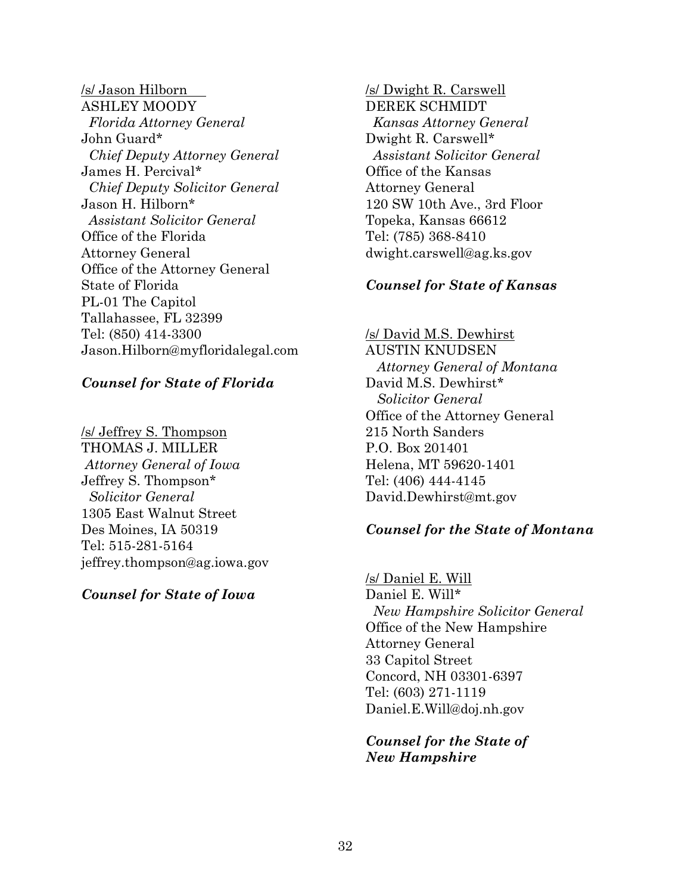/s/ Jason Hilborn
ASHLEY MOODY
*Florida Attorney General*
John Guard*
*Chief Deputy Attorney General*
James H. Percival*
*Chief Deputy Solicitor General*
Jason H. Hilborn*
*Assistant Solicitor General*
Office of the Florida
Attorney General
Office of the Attorney General
State of Florida
PL-01 The Capitol
Tallahassee, FL 32399
Tel: (850) 414-3300
Jason.Hilborn@myfloridalegal.com

***Counsel for State of Florida***

/s/ Jeffrey S. Thompson
THOMAS J. MILLER
*Attorney General of Iowa*
Jeffrey S. Thompson*
*Solicitor General*
1305 East Walnut Street
Des Moines, IA 50319
Tel: 515-281-5164
jeffrey.thompson@ag.iowa.gov

***Counsel for State of Iowa***

/s/ Dwight R. Carswell
DEREK SCHMIDT
*Kansas Attorney General*
Dwight R. Carswell*
*Assistant Solicitor General*
Office of the Kansas
Attorney General
120 SW 10th Ave., 3rd Floor
Topeka, Kansas 66612
Tel: (785) 368-8410
dwight.carswell@ag.ks.gov

***Counsel for State of Kansas***

/s/ David M.S. Dewhirst
AUSTIN KNUDSEN
*Attorney General of Montana*
David M.S. Dewhirst*
*Solicitor General*
Office of the Attorney General
215 North Sanders
P.O. Box 201401
Helena, MT 59620-1401
Tel: (406) 444-4145
David.Dewhirst@mt.gov

***Counsel for the State of Montana***

/s/ Daniel E. Will
Daniel E. Will*
*New Hampshire Solicitor General*
Office of the New Hampshire
Attorney General
33 Capitol Street
Concord, NH 03301-6397
Tel: (603) 271-1119
Daniel.E.Will@doj.nh.gov

***Counsel for the State of New Hampshire***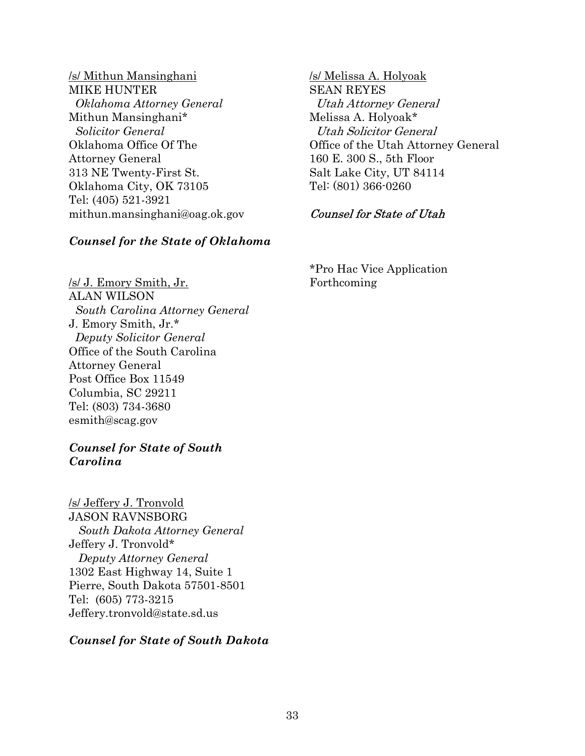/s/ Mithun Mansinghani
MIKE HUNTER
*Oklahoma Attorney General*
Mithun Mansinghani*
*Solicitor General*
Oklahoma Office Of The
Attorney General
313 NE Twenty-First St.
Oklahoma City, OK 73105
Tel: (405) 521-3921
mithun.mansinghani@oag.ok.gov

***Counsel for the State of Oklahoma***

/s/ J. Emory Smith, Jr.
ALAN WILSON
*South Carolina Attorney General*
J. Emory Smith, Jr.*
*Deputy Solicitor General*
Office of the South Carolina
Attorney General
Post Office Box 11549
Columbia, SC 29211
Tel: (803) 734-3680
esmith@scag.gov

***Counsel for State of South Carolina***

/s/ Jeffery J. Tronvold
JASON RAVNSBORG
*South Dakota Attorney General*
Jeffery J. Tronvold*
*Deputy Attorney General*
1302 East Highway 14, Suite 1
Pierre, South Dakota 57501-8501
Tel: (605) 773-3215
Jeffery.tronvold@state.sd.us

***Counsel for State of South Dakota***

/s/ Melissa A. Holyoak
SEAN REYES
*Utah Attorney General*
Melissa A. Holyoak*
*Utah Solicitor General*
Office of the Utah Attorney General
160 E. 300 S., 5th Floor
Salt Lake City, UT 84114
Tel: (801) 366-0260

*Counsel for State of Utah*

*Pro Hac Vice Application Forthcoming